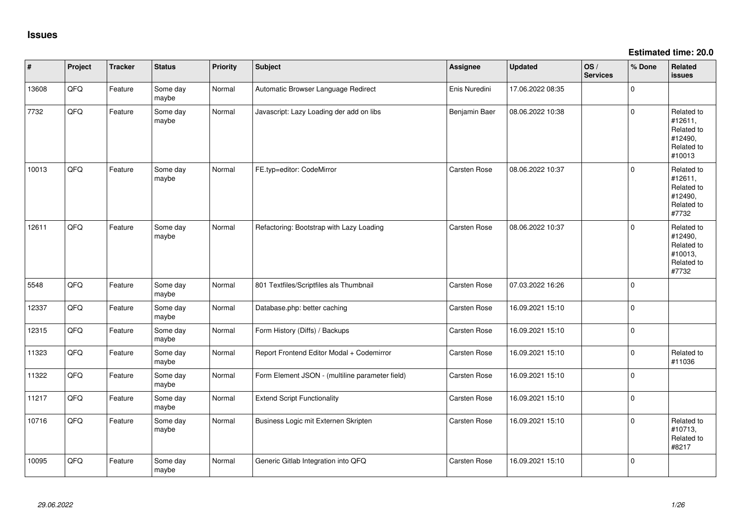# Issues

**Estimated time: 20.0**

| # | Project | Tracker | Status | Priority | Subject | Assignee | Updated | OS / Services | % Done | Related issues |
|---|---|---|---|---|---|---|---|---|---|---|
| 13608 | QFQ | Feature | Some day maybe | Normal | Automatic Browser Language Redirect | Enis Nuredini | 17.06.2022 08:35 | | 0 | |
| 7732 | QFQ | Feature | Some day maybe | Normal | Javascript: Lazy Loading der add on libs | Benjamin Baer | 08.06.2022 10:38 | | 0 | Related to #12611, Related to #12490, Related to #10013 |
| 10013 | QFQ | Feature | Some day maybe | Normal | FE.typ=editor: CodeMirror | Carsten Rose | 08.06.2022 10:37 | | 0 | Related to #12611, Related to #12490, Related to #7732 |
| 12611 | QFQ | Feature | Some day maybe | Normal | Refactoring: Bootstrap with Lazy Loading | Carsten Rose | 08.06.2022 10:37 | | 0 | Related to #12490, Related to #10013, Related to #7732 |
| 5548 | QFQ | Feature | Some day maybe | Normal | 801 Textfiles/Scriptfiles als Thumbnail | Carsten Rose | 07.03.2022 16:26 | | 0 | |
| 12337 | QFQ | Feature | Some day maybe | Normal | Database.php: better caching | Carsten Rose | 16.09.2021 15:10 | | 0 | |
| 12315 | QFQ | Feature | Some day maybe | Normal | Form History (Diffs) / Backups | Carsten Rose | 16.09.2021 15:10 | | 0 | |
| 11323 | QFQ | Feature | Some day maybe | Normal | Report Frontend Editor Modal + Codemirror | Carsten Rose | 16.09.2021 15:10 | | 0 | Related to #11036 |
| 11322 | QFQ | Feature | Some day maybe | Normal | Form Element JSON - (multiline parameter field) | Carsten Rose | 16.09.2021 15:10 | | 0 | |
| 11217 | QFQ | Feature | Some day maybe | Normal | Extend Script Functionality | Carsten Rose | 16.09.2021 15:10 | | 0 | |
| 10716 | QFQ | Feature | Some day maybe | Normal | Business Logic mit Externen Skripten | Carsten Rose | 16.09.2021 15:10 | | 0 | Related to #10713, Related to #8217 |
| 10095 | QFQ | Feature | Some day maybe | Normal | Generic Gitlab Integration into QFQ | Carsten Rose | 16.09.2021 15:10 | | 0 | |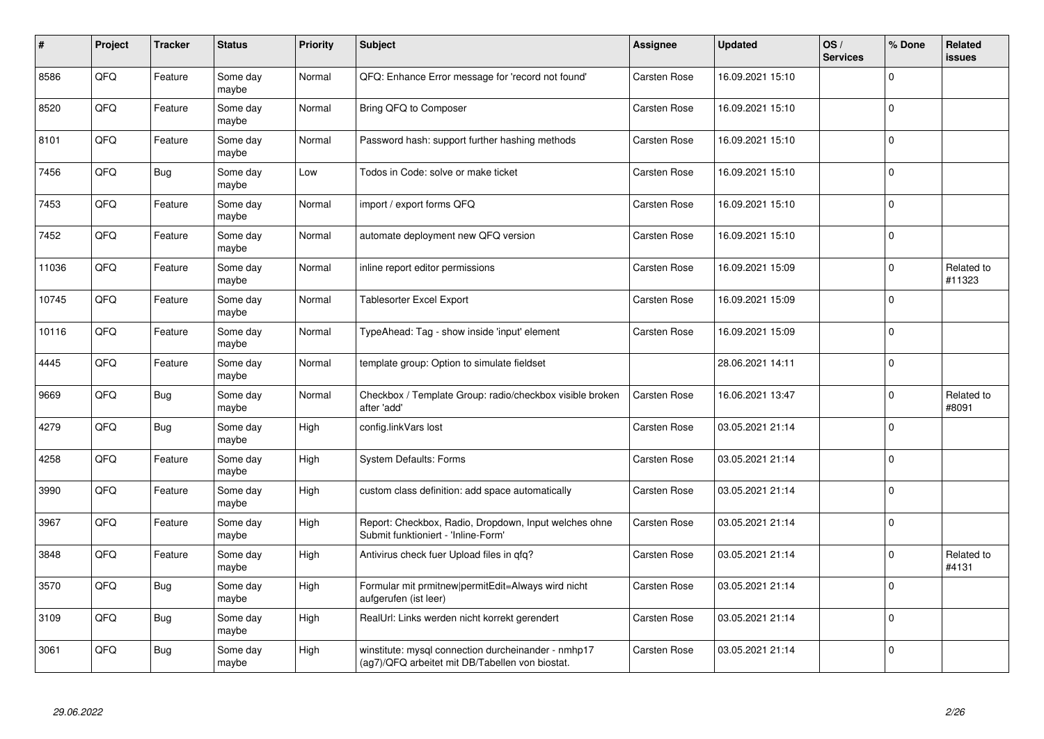| # | Project | Tracker | Status | Priority | Subject | Assignee | Updated | OS / Services | % Done | Related issues |
|---|---|---|---|---|---|---|---|---|---|---|
| 8586 | QFQ | Feature | Some day maybe | Normal | QFQ: Enhance Error message for 'record not found' | Carsten Rose | 16.09.2021 15:10 | | 0 | |
| 8520 | QFQ | Feature | Some day maybe | Normal | Bring QFQ to Composer | Carsten Rose | 16.09.2021 15:10 | | 0 | |
| 8101 | QFQ | Feature | Some day maybe | Normal | Password hash: support further hashing methods | Carsten Rose | 16.09.2021 15:10 | | 0 | |
| 7456 | QFQ | Bug | Some day maybe | Low | Todos in Code: solve or make ticket | Carsten Rose | 16.09.2021 15:10 | | 0 | |
| 7453 | QFQ | Feature | Some day maybe | Normal | import / export forms QFQ | Carsten Rose | 16.09.2021 15:10 | | 0 | |
| 7452 | QFQ | Feature | Some day maybe | Normal | automate deployment new QFQ version | Carsten Rose | 16.09.2021 15:10 | | 0 | |
| 11036 | QFQ | Feature | Some day maybe | Normal | inline report editor permissions | Carsten Rose | 16.09.2021 15:09 | | 0 | Related to #11323 |
| 10745 | QFQ | Feature | Some day maybe | Normal | Tablesorter Excel Export | Carsten Rose | 16.09.2021 15:09 | | 0 | |
| 10116 | QFQ | Feature | Some day maybe | Normal | TypeAhead: Tag - show inside 'input' element | Carsten Rose | 16.09.2021 15:09 | | 0 | |
| 4445 | QFQ | Feature | Some day maybe | Normal | template group: Option to simulate fieldset | | 28.06.2021 14:11 | | 0 | |
| 9669 | QFQ | Bug | Some day maybe | Normal | Checkbox / Template Group: radio/checkbox visible broken after 'add' | Carsten Rose | 16.06.2021 13:47 | | 0 | Related to #8091 |
| 4279 | QFQ | Bug | Some day maybe | High | config.linkVars lost | Carsten Rose | 03.05.2021 21:14 | | 0 | |
| 4258 | QFQ | Feature | Some day maybe | High | System Defaults: Forms | Carsten Rose | 03.05.2021 21:14 | | 0 | |
| 3990 | QFQ | Feature | Some day maybe | High | custom class definition: add space automatically | Carsten Rose | 03.05.2021 21:14 | | 0 | |
| 3967 | QFQ | Feature | Some day maybe | High | Report: Checkbox, Radio, Dropdown, Input welches ohne Submit funktioniert - 'Inline-Form' | Carsten Rose | 03.05.2021 21:14 | | 0 | |
| 3848 | QFQ | Feature | Some day maybe | High | Antivirus check fuer Upload files in qfq? | Carsten Rose | 03.05.2021 21:14 | | 0 | Related to #4131 |
| 3570 | QFQ | Bug | Some day maybe | High | Formular mit prmitnew\|permitEdit=Always wird nicht aufgerufen (ist leer) | Carsten Rose | 03.05.2021 21:14 | | 0 | |
| 3109 | QFQ | Bug | Some day maybe | High | RealUrl: Links werden nicht korrekt gerendert | Carsten Rose | 03.05.2021 21:14 | | 0 | |
| 3061 | QFQ | Bug | Some day maybe | High | winstitute: mysql connection durcheinander - nmhp17 (ag7)/QFQ arbeitet mit DB/Tabellen von biostat. | Carsten Rose | 03.05.2021 21:14 | | 0 | |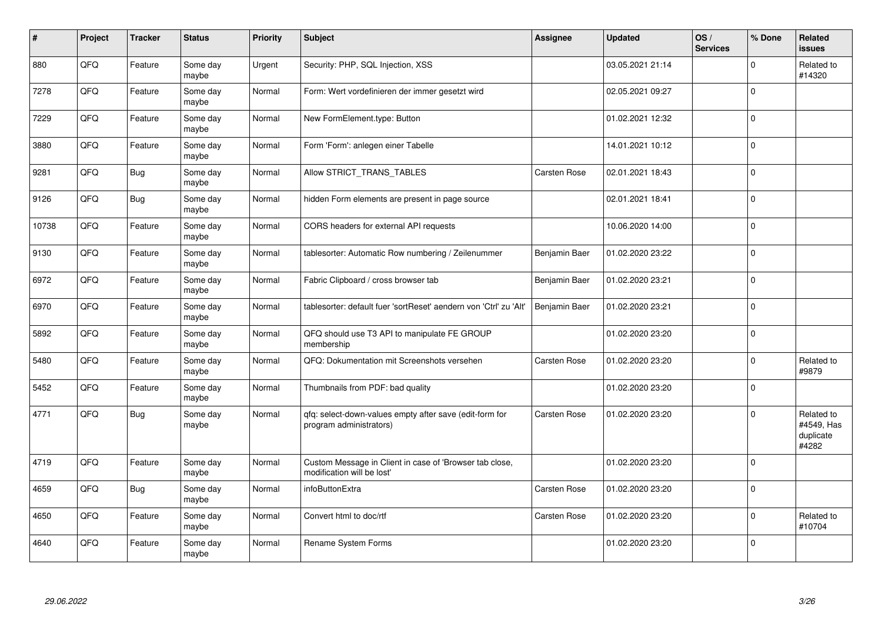| # | Project | Tracker | Status | Priority | Subject | Assignee | Updated | OS / Services | % Done | Related issues |
|---|---|---|---|---|---|---|---|---|---|---|
| 880 | QFQ | Feature | Some day maybe | Urgent | Security: PHP, SQL Injection, XSS | | 03.05.2021 21:14 | | 0 | Related to #14320 |
| 7278 | QFQ | Feature | Some day maybe | Normal | Form: Wert vordefinieren der immer gesetzt wird | | 02.05.2021 09:27 | | 0 | |
| 7229 | QFQ | Feature | Some day maybe | Normal | New FormElement.type: Button | | 01.02.2021 12:32 | | 0 | |
| 3880 | QFQ | Feature | Some day maybe | Normal | Form 'Form': anlegen einer Tabelle | | 14.01.2021 10:12 | | 0 | |
| 9281 | QFQ | Bug | Some day maybe | Normal | Allow STRICT_TRANS_TABLES | Carsten Rose | 02.01.2021 18:43 | | 0 | |
| 9126 | QFQ | Bug | Some day maybe | Normal | hidden Form elements are present in page source | | 02.01.2021 18:41 | | 0 | |
| 10738 | QFQ | Feature | Some day maybe | Normal | CORS headers for external API requests | | 10.06.2020 14:00 | | 0 | |
| 9130 | QFQ | Feature | Some day maybe | Normal | tablesorter: Automatic Row numbering / Zeilenummer | Benjamin Baer | 01.02.2020 23:22 | | 0 | |
| 6972 | QFQ | Feature | Some day maybe | Normal | Fabric Clipboard / cross browser tab | Benjamin Baer | 01.02.2020 23:21 | | 0 | |
| 6970 | QFQ | Feature | Some day maybe | Normal | tablesorter: default fuer 'sortReset' aendern von 'Ctrl' zu 'Alt' | Benjamin Baer | 01.02.2020 23:21 | | 0 | |
| 5892 | QFQ | Feature | Some day maybe | Normal | QFQ should use T3 API to manipulate FE GROUP membership | | 01.02.2020 23:20 | | 0 | |
| 5480 | QFQ | Feature | Some day maybe | Normal | QFQ: Dokumentation mit Screenshots versehen | Carsten Rose | 01.02.2020 23:20 | | 0 | Related to #9879 |
| 5452 | QFQ | Feature | Some day maybe | Normal | Thumbnails from PDF: bad quality | | 01.02.2020 23:20 | | 0 | |
| 4771 | QFQ | Bug | Some day maybe | Normal | qfq: select-down-values empty after save (edit-form for program administrators) | Carsten Rose | 01.02.2020 23:20 | | 0 | Related to #4549, Has duplicate #4282 |
| 4719 | QFQ | Feature | Some day maybe | Normal | Custom Message in Client in case of 'Browser tab close, modification will be lost' | | 01.02.2020 23:20 | | 0 | |
| 4659 | QFQ | Bug | Some day maybe | Normal | infoButtonExtra | Carsten Rose | 01.02.2020 23:20 | | 0 | |
| 4650 | QFQ | Feature | Some day maybe | Normal | Convert html to doc/rtf | Carsten Rose | 01.02.2020 23:20 | | 0 | Related to #10704 |
| 4640 | QFQ | Feature | Some day maybe | Normal | Rename System Forms | | 01.02.2020 23:20 | | 0 | |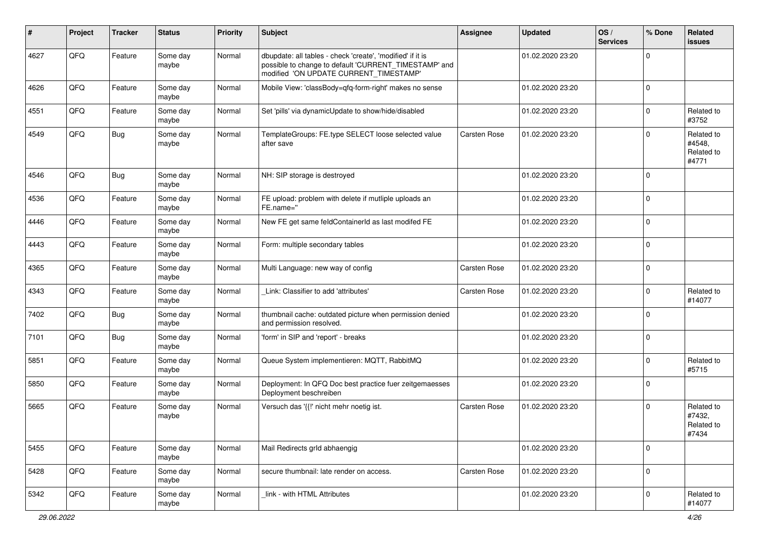| # | Project | Tracker | Status | Priority | Subject | Assignee | Updated | OS / Services | % Done | Related issues |
|---|---|---|---|---|---|---|---|---|---|---|
| 4627 | QFQ | Feature | Some day maybe | Normal | dbupdate: all tables - check 'create', 'modified' if it is possible to change to default 'CURRENT_TIMESTAMP' and modified 'ON UPDATE CURRENT_TIMESTAMP' | | 01.02.2020 23:20 | | 0 | |
| 4626 | QFQ | Feature | Some day maybe | Normal | Mobile View: 'classBody=qfq-form-right' makes no sense | | 01.02.2020 23:20 | | 0 | |
| 4551 | QFQ | Feature | Some day maybe | Normal | Set 'pills' via dynamicUpdate to show/hide/disabled | | 01.02.2020 23:20 | | 0 | Related to #3752 |
| 4549 | QFQ | Bug | Some day maybe | Normal | TemplateGroups: FE.type SELECT loose selected value after save | Carsten Rose | 01.02.2020 23:20 | | 0 | Related to #4548, Related to #4771 |
| 4546 | QFQ | Bug | Some day maybe | Normal | NH: SIP storage is destroyed | | 01.02.2020 23:20 | | 0 | |
| 4536 | QFQ | Feature | Some day maybe | Normal | FE upload: problem with delete if mutliple uploads an FE.name='' | | 01.02.2020 23:20 | | 0 | |
| 4446 | QFQ | Feature | Some day maybe | Normal | New FE get same feldContainerId as last modifed FE | | 01.02.2020 23:20 | | 0 | |
| 4443 | QFQ | Feature | Some day maybe | Normal | Form: multiple secondary tables | | 01.02.2020 23:20 | | 0 | |
| 4365 | QFQ | Feature | Some day maybe | Normal | Multi Language: new way of config | Carsten Rose | 01.02.2020 23:20 | | 0 | |
| 4343 | QFQ | Feature | Some day maybe | Normal | _Link: Classifier to add 'attributes' | Carsten Rose | 01.02.2020 23:20 | | 0 | Related to #14077 |
| 7402 | QFQ | Bug | Some day maybe | Normal | thumbnail cache: outdated picture when permission denied and permission resolved. | | 01.02.2020 23:20 | | 0 | |
| 7101 | QFQ | Bug | Some day maybe | Normal | 'form' in SIP and 'report' - breaks | | 01.02.2020 23:20 | | 0 | |
| 5851 | QFQ | Feature | Some day maybe | Normal | Queue System implementieren: MQTT, RabbitMQ | | 01.02.2020 23:20 | | 0 | Related to #5715 |
| 5850 | QFQ | Feature | Some day maybe | Normal | Deployment: In QFQ Doc best practice fuer zeitgemaesses Deployment beschreiben | | 01.02.2020 23:20 | | 0 | |
| 5665 | QFQ | Feature | Some day maybe | Normal | Versuch das '{{!' nicht mehr noetig ist. | Carsten Rose | 01.02.2020 23:20 | | 0 | Related to #7432, Related to #7434 |
| 5455 | QFQ | Feature | Some day maybe | Normal | Mail Redirects grId abhaengig | | 01.02.2020 23:20 | | 0 | |
| 5428 | QFQ | Feature | Some day maybe | Normal | secure thumbnail: late render on access. | Carsten Rose | 01.02.2020 23:20 | | 0 | |
| 5342 | QFQ | Feature | Some day maybe | Normal | _link - with HTML Attributes | | 01.02.2020 23:20 | | 0 | Related to #14077 |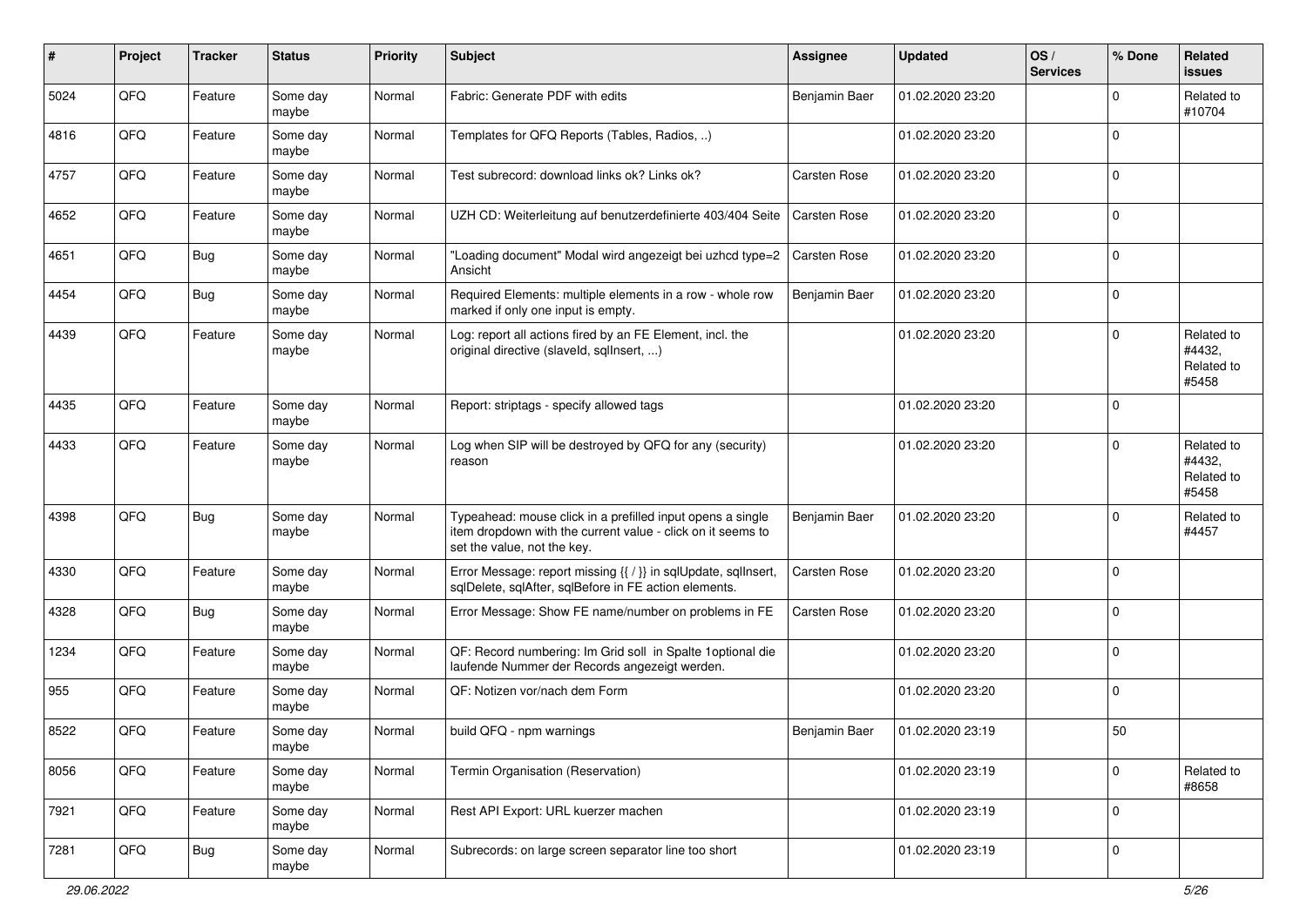| # | Project | Tracker | Status | Priority | Subject | Assignee | Updated | OS / Services | % Done | Related issues |
|---|---|---|---|---|---|---|---|---|---|---|
| 5024 | QFQ | Feature | Some day maybe | Normal | Fabric: Generate PDF with edits | Benjamin Baer | 01.02.2020 23:20 | | 0 | Related to #10704 |
| 4816 | QFQ | Feature | Some day maybe | Normal | Templates for QFQ Reports (Tables, Radios, ..) | | 01.02.2020 23:20 | | 0 | |
| 4757 | QFQ | Feature | Some day maybe | Normal | Test subrecord: download links ok? Links ok? | Carsten Rose | 01.02.2020 23:20 | | 0 | |
| 4652 | QFQ | Feature | Some day maybe | Normal | UZH CD: Weiterleitung auf benutzerdefinierte 403/404 Seite | Carsten Rose | 01.02.2020 23:20 | | 0 | |
| 4651 | QFQ | Bug | Some day maybe | Normal | "Loading document" Modal wird angezeigt bei uzhcd type=2 Ansicht | Carsten Rose | 01.02.2020 23:20 | | 0 | |
| 4454 | QFQ | Bug | Some day maybe | Normal | Required Elements: multiple elements in a row - whole row marked if only one input is empty. | Benjamin Baer | 01.02.2020 23:20 | | 0 | |
| 4439 | QFQ | Feature | Some day maybe | Normal | Log: report all actions fired by an FE Element, incl. the original directive (slaveId, sqlInsert, ...) | | 01.02.2020 23:20 | | 0 | Related to #4432, Related to #5458 |
| 4435 | QFQ | Feature | Some day maybe | Normal | Report: striptags - specify allowed tags | | 01.02.2020 23:20 | | 0 | |
| 4433 | QFQ | Feature | Some day maybe | Normal | Log when SIP will be destroyed by QFQ for any (security) reason | | 01.02.2020 23:20 | | 0 | Related to #4432, Related to #5458 |
| 4398 | QFQ | Bug | Some day maybe | Normal | Typeahead: mouse click in a prefilled input opens a single item dropdown with the current value - click on it seems to set the value, not the key. | Benjamin Baer | 01.02.2020 23:20 | | 0 | Related to #4457 |
| 4330 | QFQ | Feature | Some day maybe | Normal | Error Message: report missing {{ / }} in sqlUpdate, sqlInsert, sqlDelete, sqlAfter, sqlBefore in FE action elements. | Carsten Rose | 01.02.2020 23:20 | | 0 | |
| 4328 | QFQ | Bug | Some day maybe | Normal | Error Message: Show FE name/number on problems in FE | Carsten Rose | 01.02.2020 23:20 | | 0 | |
| 1234 | QFQ | Feature | Some day maybe | Normal | QF: Record numbering: Im Grid soll in Spalte 1optional die laufende Nummer der Records angezeigt werden. | | 01.02.2020 23:20 | | 0 | |
| 955 | QFQ | Feature | Some day maybe | Normal | QF: Notizen vor/nach dem Form | | 01.02.2020 23:20 | | 0 | |
| 8522 | QFQ | Feature | Some day maybe | Normal | build QFQ - npm warnings | Benjamin Baer | 01.02.2020 23:19 | | 50 | |
| 8056 | QFQ | Feature | Some day maybe | Normal | Termin Organisation (Reservation) | | 01.02.2020 23:19 | | 0 | Related to #8658 |
| 7921 | QFQ | Feature | Some day maybe | Normal | Rest API Export: URL kuerzer machen | | 01.02.2020 23:19 | | 0 | |
| 7281 | QFQ | Bug | Some day maybe | Normal | Subrecords: on large screen separator line too short | | 01.02.2020 23:19 | | 0 | |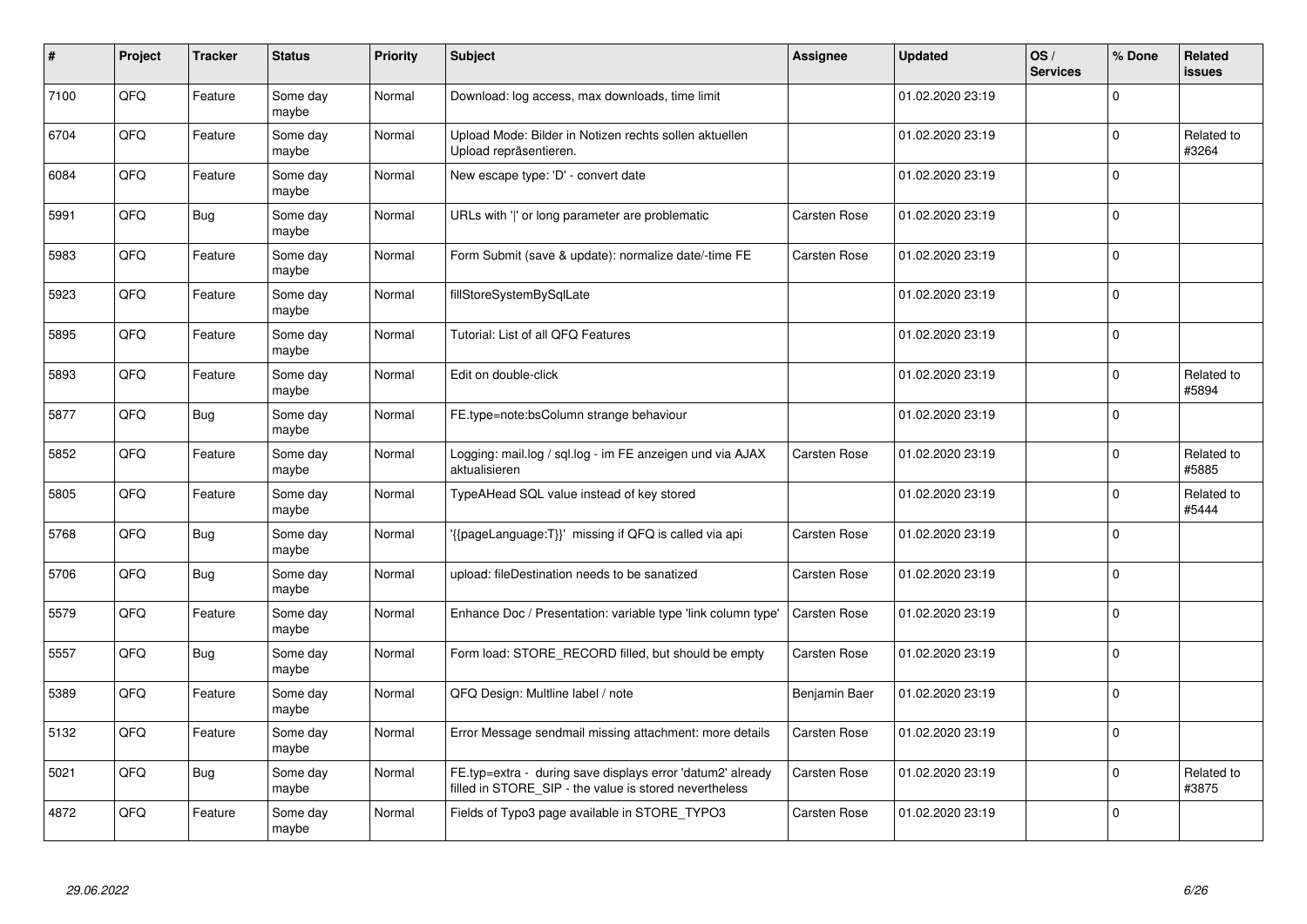| # | Project | Tracker | Status | Priority | Subject | Assignee | Updated | OS / Services | % Done | Related issues |
|---|---|---|---|---|---|---|---|---|---|---|
| 7100 | QFQ | Feature | Some day maybe | Normal | Download: log access, max downloads, time limit | | 01.02.2020 23:19 | | 0 | |
| 6704 | QFQ | Feature | Some day maybe | Normal | Upload Mode: Bilder in Notizen rechts sollen aktuellen Upload repräsentieren. | | 01.02.2020 23:19 | | 0 | Related to #3264 |
| 6084 | QFQ | Feature | Some day maybe | Normal | New escape type: 'D' - convert date | | 01.02.2020 23:19 | | 0 | |
| 5991 | QFQ | Bug | Some day maybe | Normal | URLs with '\|' or long parameter are problematic | Carsten Rose | 01.02.2020 23:19 | | 0 | |
| 5983 | QFQ | Feature | Some day maybe | Normal | Form Submit (save & update): normalize date/-time FE | Carsten Rose | 01.02.2020 23:19 | | 0 | |
| 5923 | QFQ | Feature | Some day maybe | Normal | fillStoreSystemBySqlLate | | 01.02.2020 23:19 | | 0 | |
| 5895 | QFQ | Feature | Some day maybe | Normal | Tutorial: List of all QFQ Features | | 01.02.2020 23:19 | | 0 | |
| 5893 | QFQ | Feature | Some day maybe | Normal | Edit on double-click | | 01.02.2020 23:19 | | 0 | Related to #5894 |
| 5877 | QFQ | Bug | Some day maybe | Normal | FE.type=note:bsColumn strange behaviour | | 01.02.2020 23:19 | | 0 | |
| 5852 | QFQ | Feature | Some day maybe | Normal | Logging: mail.log / sql.log - im FE anzeigen und via AJAX aktualisieren | Carsten Rose | 01.02.2020 23:19 | | 0 | Related to #5885 |
| 5805 | QFQ | Feature | Some day maybe | Normal | TypeAHead SQL value instead of key stored | | 01.02.2020 23:19 | | 0 | Related to #5444 |
| 5768 | QFQ | Bug | Some day maybe | Normal | '{{pageLanguage:T}}' missing if QFQ is called via api | Carsten Rose | 01.02.2020 23:19 | | 0 | |
| 5706 | QFQ | Bug | Some day maybe | Normal | upload: fileDestination needs to be sanatized | Carsten Rose | 01.02.2020 23:19 | | 0 | |
| 5579 | QFQ | Feature | Some day maybe | Normal | Enhance Doc / Presentation: variable type 'link column type' | Carsten Rose | 01.02.2020 23:19 | | 0 | |
| 5557 | QFQ | Bug | Some day maybe | Normal | Form load: STORE_RECORD filled, but should be empty | Carsten Rose | 01.02.2020 23:19 | | 0 | |
| 5389 | QFQ | Feature | Some day maybe | Normal | QFQ Design: Multline label / note | Benjamin Baer | 01.02.2020 23:19 | | 0 | |
| 5132 | QFQ | Feature | Some day maybe | Normal | Error Message sendmail missing attachment: more details | Carsten Rose | 01.02.2020 23:19 | | 0 | |
| 5021 | QFQ | Bug | Some day maybe | Normal | FE.typ=extra - during save displays error 'datum2' already filled in STORE_SIP - the value is stored nevertheless | Carsten Rose | 01.02.2020 23:19 | | 0 | Related to #3875 |
| 4872 | QFQ | Feature | Some day maybe | Normal | Fields of Typo3 page available in STORE_TYPO3 | Carsten Rose | 01.02.2020 23:19 | | 0 | |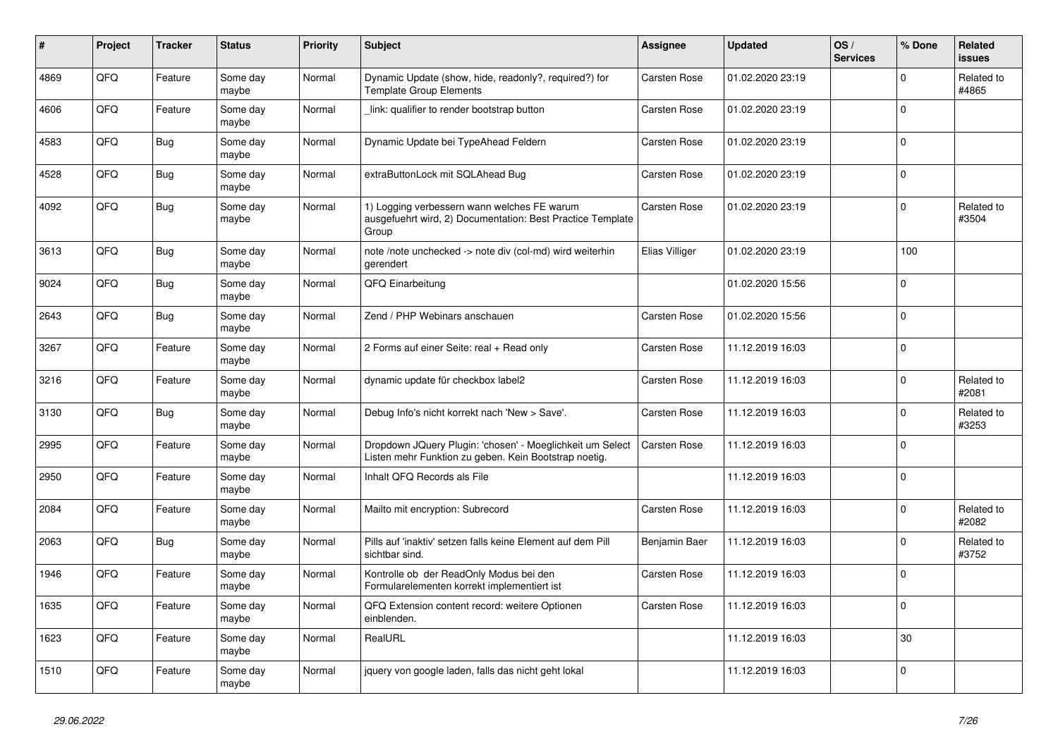| # | Project | Tracker | Status | Priority | Subject | Assignee | Updated | OS / Services | % Done | Related issues |
|---|---|---|---|---|---|---|---|---|---|---|
| 4869 | QFQ | Feature | Some day maybe | Normal | Dynamic Update (show, hide, readonly?, required?) for Template Group Elements | Carsten Rose | 01.02.2020 23:19 | | 0 | Related to #4865 |
| 4606 | QFQ | Feature | Some day maybe | Normal | _link: qualifier to render bootstrap button | Carsten Rose | 01.02.2020 23:19 | | 0 | |
| 4583 | QFQ | Bug | Some day maybe | Normal | Dynamic Update bei TypeAhead Feldern | Carsten Rose | 01.02.2020 23:19 | | 0 | |
| 4528 | QFQ | Bug | Some day maybe | Normal | extraButtonLock mit SQLAhead Bug | Carsten Rose | 01.02.2020 23:19 | | 0 | |
| 4092 | QFQ | Bug | Some day maybe | Normal | 1) Logging verbessern wann welches FE warum ausgefuehrt wird, 2) Documentation: Best Practice Template Group | Carsten Rose | 01.02.2020 23:19 | | 0 | Related to #3504 |
| 3613 | QFQ | Bug | Some day maybe | Normal | note /note unchecked -> note div (col-md) wird weiterhin gerendert | Elias Villiger | 01.02.2020 23:19 | | 100 | |
| 9024 | QFQ | Bug | Some day maybe | Normal | QFQ Einarbeitung | | 01.02.2020 15:56 | | 0 | |
| 2643 | QFQ | Bug | Some day maybe | Normal | Zend / PHP Webinars anschauen | Carsten Rose | 01.02.2020 15:56 | | 0 | |
| 3267 | QFQ | Feature | Some day maybe | Normal | 2 Forms auf einer Seite: real + Read only | Carsten Rose | 11.12.2019 16:03 | | 0 | |
| 3216 | QFQ | Feature | Some day maybe | Normal | dynamic update für checkbox label2 | Carsten Rose | 11.12.2019 16:03 | | 0 | Related to #2081 |
| 3130 | QFQ | Bug | Some day maybe | Normal | Debug Info's nicht korrekt nach 'New > Save'. | Carsten Rose | 11.12.2019 16:03 | | 0 | Related to #3253 |
| 2995 | QFQ | Feature | Some day maybe | Normal | Dropdown JQuery Plugin: 'chosen' - Moeglichkeit um Select Listen mehr Funktion zu geben. Kein Bootstrap noetig. | Carsten Rose | 11.12.2019 16:03 | | 0 | |
| 2950 | QFQ | Feature | Some day maybe | Normal | Inhalt QFQ Records als File | | 11.12.2019 16:03 | | 0 | |
| 2084 | QFQ | Feature | Some day maybe | Normal | Mailto mit encryption: Subrecord | Carsten Rose | 11.12.2019 16:03 | | 0 | Related to #2082 |
| 2063 | QFQ | Bug | Some day maybe | Normal | Pills auf 'inaktiv' setzen falls keine Element auf dem Pill sichtbar sind. | Benjamin Baer | 11.12.2019 16:03 | | 0 | Related to #3752 |
| 1946 | QFQ | Feature | Some day maybe | Normal | Kontrolle ob der ReadOnly Modus bei den Formularelementen korrekt implementiert ist | Carsten Rose | 11.12.2019 16:03 | | 0 | |
| 1635 | QFQ | Feature | Some day maybe | Normal | QFQ Extension content record: weitere Optionen einblenden. | Carsten Rose | 11.12.2019 16:03 | | 0 | |
| 1623 | QFQ | Feature | Some day maybe | Normal | RealURL | | 11.12.2019 16:03 | | 30 | |
| 1510 | QFQ | Feature | Some day maybe | Normal | jquery von google laden, falls das nicht geht lokal | | 11.12.2019 16:03 | | 0 | |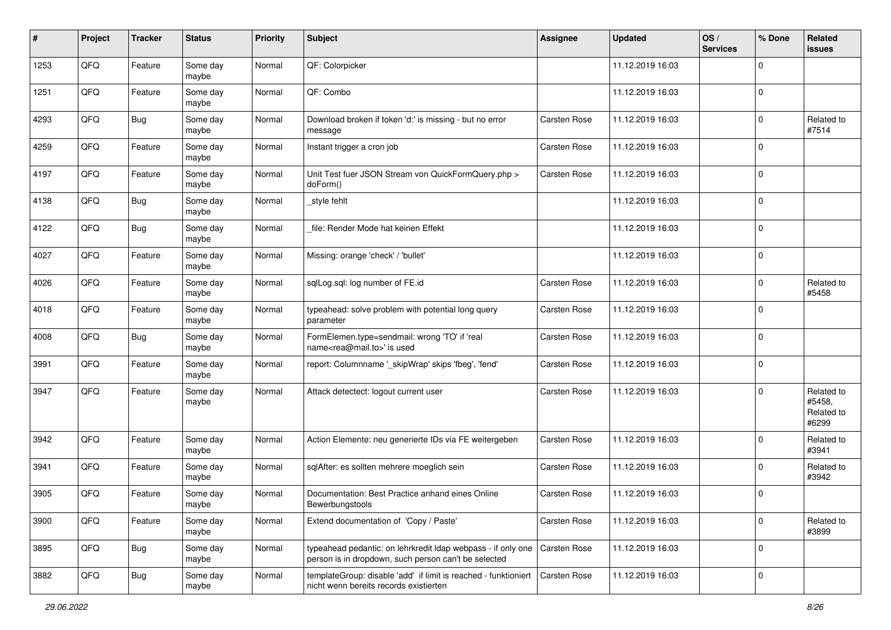| # | Project | Tracker | Status | Priority | Subject | Assignee | Updated | OS / Services | % Done | Related issues |
|---|---|---|---|---|---|---|---|---|---|---|
| 1253 | QFQ | Feature | Some day maybe | Normal | QF: Colorpicker | | 11.12.2019 16:03 | | 0 | |
| 1251 | QFQ | Feature | Some day maybe | Normal | QF: Combo | | 11.12.2019 16:03 | | 0 | |
| 4293 | QFQ | Bug | Some day maybe | Normal | Download broken if token 'd:' is missing - but no error message | Carsten Rose | 11.12.2019 16:03 | | 0 | Related to #7514 |
| 4259 | QFQ | Feature | Some day maybe | Normal | Instant trigger a cron job | Carsten Rose | 11.12.2019 16:03 | | 0 | |
| 4197 | QFQ | Feature | Some day maybe | Normal | Unit Test fuer JSON Stream von QuickFormQuery.php > doForm() | Carsten Rose | 11.12.2019 16:03 | | 0 | |
| 4138 | QFQ | Bug | Some day maybe | Normal | _style fehlt | | 11.12.2019 16:03 | | 0 | |
| 4122 | QFQ | Bug | Some day maybe | Normal | _file: Render Mode hat keinen Effekt | | 11.12.2019 16:03 | | 0 | |
| 4027 | QFQ | Feature | Some day maybe | Normal | Missing: orange 'check' / 'bullet' | | 11.12.2019 16:03 | | 0 | |
| 4026 | QFQ | Feature | Some day maybe | Normal | sqlLog.sql: log number of FE.id | Carsten Rose | 11.12.2019 16:03 | | 0 | Related to #5458 |
| 4018 | QFQ | Feature | Some day maybe | Normal | typeahead: solve problem with potential long query parameter | Carsten Rose | 11.12.2019 16:03 | | 0 | |
| 4008 | QFQ | Bug | Some day maybe | Normal | FormElemen.type=sendmail: wrong 'TO' if 'real name<rea@mail.to>' is used | Carsten Rose | 11.12.2019 16:03 | | 0 | |
| 3991 | QFQ | Feature | Some day maybe | Normal | report: Columnname '_skipWrap' skips 'fbeg', 'fend' | Carsten Rose | 11.12.2019 16:03 | | 0 | |
| 3947 | QFQ | Feature | Some day maybe | Normal | Attack detectect: logout current user | Carsten Rose | 11.12.2019 16:03 | | 0 | Related to #5458, Related to #6299 |
| 3942 | QFQ | Feature | Some day maybe | Normal | Action Elemente: neu generierte IDs via FE weitergeben | Carsten Rose | 11.12.2019 16:03 | | 0 | Related to #3941 |
| 3941 | QFQ | Feature | Some day maybe | Normal | sqlAfter: es sollten mehrere moeglich sein | Carsten Rose | 11.12.2019 16:03 | | 0 | Related to #3942 |
| 3905 | QFQ | Feature | Some day maybe | Normal | Documentation: Best Practice anhand eines Online Bewerbungstools | Carsten Rose | 11.12.2019 16:03 | | 0 | |
| 3900 | QFQ | Feature | Some day maybe | Normal | Extend documentation of 'Copy / Paste' | Carsten Rose | 11.12.2019 16:03 | | 0 | Related to #3899 |
| 3895 | QFQ | Bug | Some day maybe | Normal | typeahead pedantic: on lehrkredit ldap webpass - if only one person is in dropdown, such person can't be selected | Carsten Rose | 11.12.2019 16:03 | | 0 | |
| 3882 | QFQ | Bug | Some day maybe | Normal | templateGroup: disable 'add' if limit is reached - funktioniert nicht wenn bereits records existierten | Carsten Rose | 11.12.2019 16:03 | | 0 | |

*29.06.2022*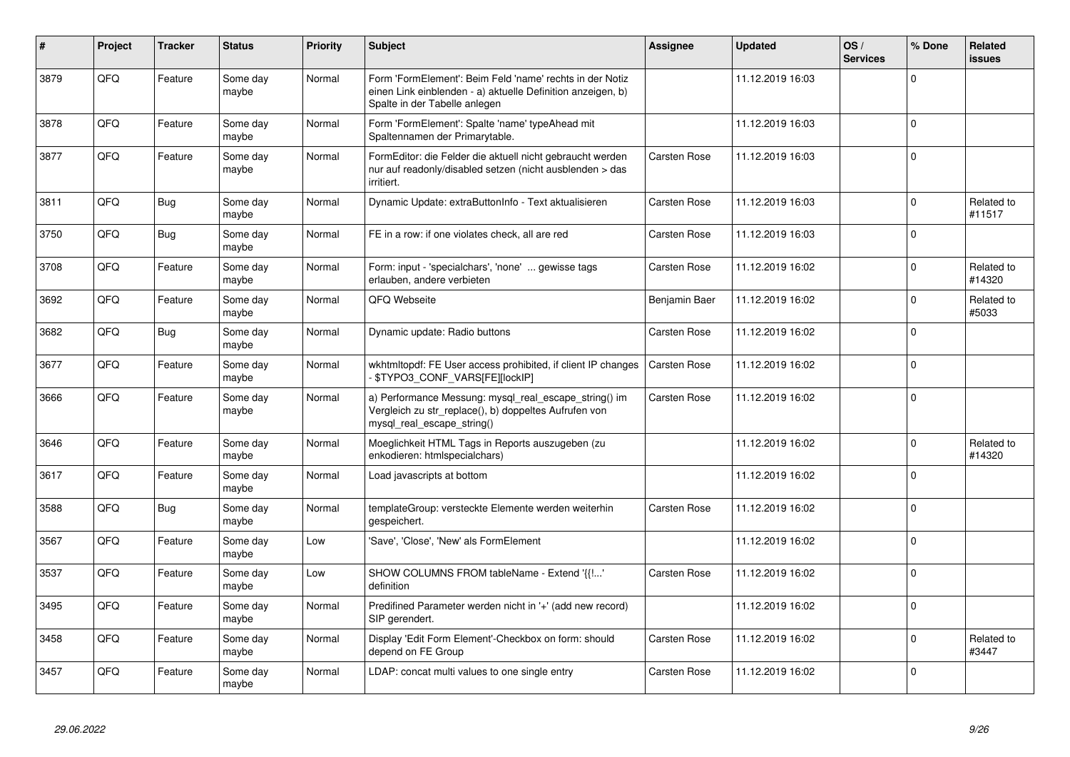| # | Project | Tracker | Status | Priority | Subject | Assignee | Updated | OS / Services | % Done | Related issues |
|---|---|---|---|---|---|---|---|---|---|---|
| 3879 | QFQ | Feature | Some day maybe | Normal | Form 'FormElement': Beim Feld 'name' rechts in der Notiz einen Link einblenden - a) aktuelle Definition anzeigen, b) Spalte in der Tabelle anlegen | | 11.12.2019 16:03 | | 0 | |
| 3878 | QFQ | Feature | Some day maybe | Normal | Form 'FormElement': Spalte 'name' typeAhead mit Spaltennamen der Primarytable. | | 11.12.2019 16:03 | | 0 | |
| 3877 | QFQ | Feature | Some day maybe | Normal | FormEditor: die Felder die aktuell nicht gebraucht werden nur auf readonly/disabled setzen (nicht ausblenden > das irritiert. | Carsten Rose | 11.12.2019 16:03 | | 0 | |
| 3811 | QFQ | Bug | Some day maybe | Normal | Dynamic Update: extraButtonInfo - Text aktualisieren | Carsten Rose | 11.12.2019 16:03 | | 0 | Related to #11517 |
| 3750 | QFQ | Bug | Some day maybe | Normal | FE in a row: if one violates check, all are red | Carsten Rose | 11.12.2019 16:03 | | 0 | |
| 3708 | QFQ | Feature | Some day maybe | Normal | Form: input - 'specialchars', 'none' ... gewisse tags erlauben, andere verbieten | Carsten Rose | 11.12.2019 16:02 | | 0 | Related to #14320 |
| 3692 | QFQ | Feature | Some day maybe | Normal | QFQ Webseite | Benjamin Baer | 11.12.2019 16:02 | | 0 | Related to #5033 |
| 3682 | QFQ | Bug | Some day maybe | Normal | Dynamic update: Radio buttons | Carsten Rose | 11.12.2019 16:02 | | 0 | |
| 3677 | QFQ | Feature | Some day maybe | Normal | wkhtmltopdf: FE User access prohibited, if client IP changes - $TYPO3_CONF_VARS[FE][lockIP] | Carsten Rose | 11.12.2019 16:02 | | 0 | |
| 3666 | QFQ | Feature | Some day maybe | Normal | a) Performance Messung: mysql_real_escape_string() im Vergleich zu str_replace(), b) doppeltes Aufrufen von mysql_real_escape_string() | Carsten Rose | 11.12.2019 16:02 | | 0 | |
| 3646 | QFQ | Feature | Some day maybe | Normal | Moeglichkeit HTML Tags in Reports auszugeben (zu enkodieren: htmlspecialchars) | | 11.12.2019 16:02 | | 0 | Related to #14320 |
| 3617 | QFQ | Feature | Some day maybe | Normal | Load javascripts at bottom | | 11.12.2019 16:02 | | 0 | |
| 3588 | QFQ | Bug | Some day maybe | Normal | templateGroup: versteckte Elemente werden weiterhin gespeichert. | Carsten Rose | 11.12.2019 16:02 | | 0 | |
| 3567 | QFQ | Feature | Some day maybe | Low | 'Save', 'Close', 'New' als FormElement | | 11.12.2019 16:02 | | 0 | |
| 3537 | QFQ | Feature | Some day maybe | Low | SHOW COLUMNS FROM tableName - Extend '{{!...' definition | Carsten Rose | 11.12.2019 16:02 | | 0 | |
| 3495 | QFQ | Feature | Some day maybe | Normal | Predifined Parameter werden nicht in '+' (add new record) SIP gerendert. | | 11.12.2019 16:02 | | 0 | |
| 3458 | QFQ | Feature | Some day maybe | Normal | Display 'Edit Form Element'-Checkbox on form: should depend on FE Group | Carsten Rose | 11.12.2019 16:02 | | 0 | Related to #3447 |
| 3457 | QFQ | Feature | Some day maybe | Normal | LDAP: concat multi values to one single entry | Carsten Rose | 11.12.2019 16:02 | | 0 | |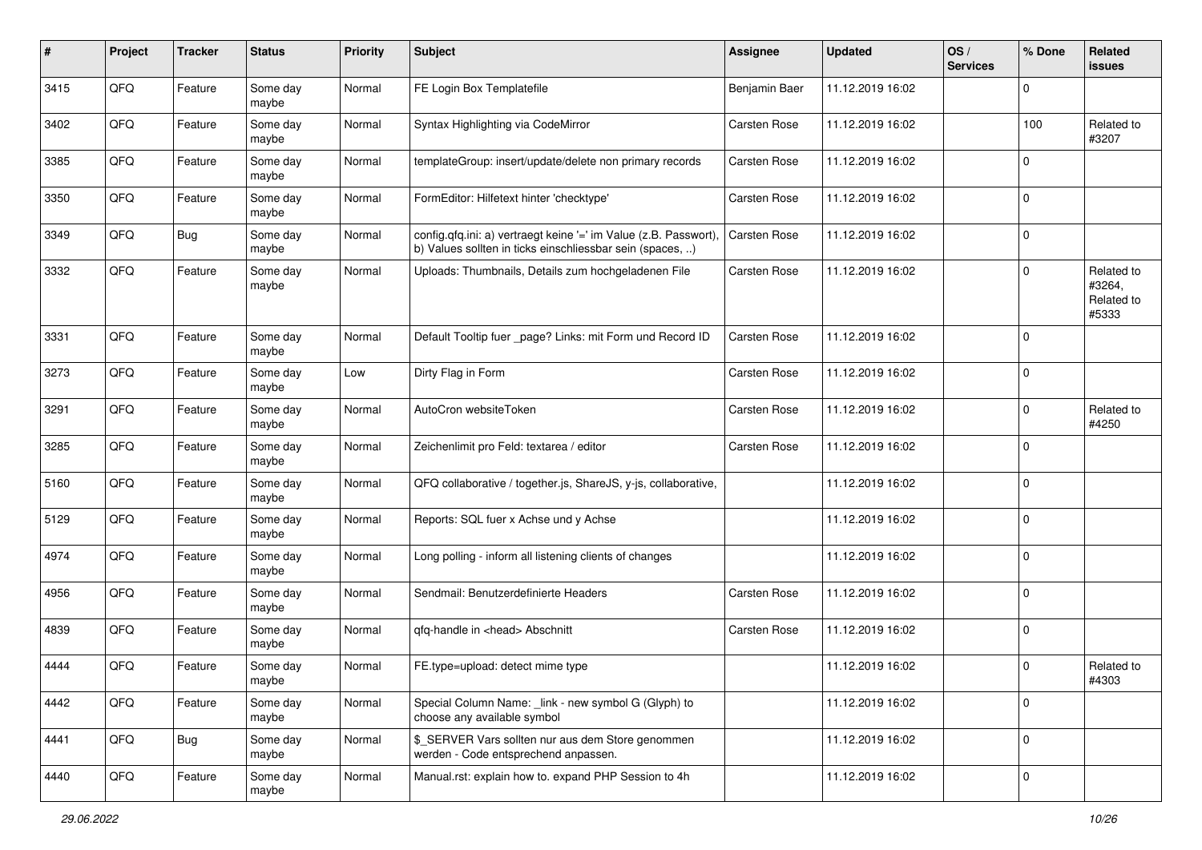| # | Project | Tracker | Status | Priority | Subject | Assignee | Updated | OS / Services | % Done | Related issues |
|---|---|---|---|---|---|---|---|---|---|---|
| 3415 | QFQ | Feature | Some day maybe | Normal | FE Login Box Templatefile | Benjamin Baer | 11.12.2019 16:02 | | 0 | |
| 3402 | QFQ | Feature | Some day maybe | Normal | Syntax Highlighting via CodeMirror | Carsten Rose | 11.12.2019 16:02 | | 100 | Related to #3207 |
| 3385 | QFQ | Feature | Some day maybe | Normal | templateGroup: insert/update/delete non primary records | Carsten Rose | 11.12.2019 16:02 | | 0 | |
| 3350 | QFQ | Feature | Some day maybe | Normal | FormEditor: Hilfetext hinter 'checktype' | Carsten Rose | 11.12.2019 16:02 | | 0 | |
| 3349 | QFQ | Bug | Some day maybe | Normal | config.qfq.ini: a) vertraegt keine '=' im Value (z.B. Passwort), b) Values sollten in ticks einschliessbar sein (spaces, ..) | Carsten Rose | 11.12.2019 16:02 | | 0 | |
| 3332 | QFQ | Feature | Some day maybe | Normal | Uploads: Thumbnails, Details zum hochgeladenen File | Carsten Rose | 11.12.2019 16:02 | | 0 | Related to #3264, Related to #5333 |
| 3331 | QFQ | Feature | Some day maybe | Normal | Default Tooltip fuer _page? Links: mit Form und Record ID | Carsten Rose | 11.12.2019 16:02 | | 0 | |
| 3273 | QFQ | Feature | Some day maybe | Low | Dirty Flag in Form | Carsten Rose | 11.12.2019 16:02 | | 0 | |
| 3291 | QFQ | Feature | Some day maybe | Normal | AutoCron websiteToken | Carsten Rose | 11.12.2019 16:02 | | 0 | Related to #4250 |
| 3285 | QFQ | Feature | Some day maybe | Normal | Zeichenlimit pro Feld: textarea / editor | Carsten Rose | 11.12.2019 16:02 | | 0 | |
| 5160 | QFQ | Feature | Some day maybe | Normal | QFQ collaborative / together.js, ShareJS, y-js, collaborative, | | 11.12.2019 16:02 | | 0 | |
| 5129 | QFQ | Feature | Some day maybe | Normal | Reports: SQL fuer x Achse und y Achse | | 11.12.2019 16:02 | | 0 | |
| 4974 | QFQ | Feature | Some day maybe | Normal | Long polling - inform all listening clients of changes | | 11.12.2019 16:02 | | 0 | |
| 4956 | QFQ | Feature | Some day maybe | Normal | Sendmail: Benutzerdefinierte Headers | Carsten Rose | 11.12.2019 16:02 | | 0 | |
| 4839 | QFQ | Feature | Some day maybe | Normal | qfq-handle in <head> Abschnitt | Carsten Rose | 11.12.2019 16:02 | | 0 | |
| 4444 | QFQ | Feature | Some day maybe | Normal | FE.type=upload: detect mime type | | 11.12.2019 16:02 | | 0 | Related to #4303 |
| 4442 | QFQ | Feature | Some day maybe | Normal | Special Column Name: _link - new symbol G (Glyph) to choose any available symbol | | 11.12.2019 16:02 | | 0 | |
| 4441 | QFQ | Bug | Some day maybe | Normal | $_SERVER Vars sollten nur aus dem Store genommen werden - Code entsprechend anpassen. | | 11.12.2019 16:02 | | 0 | |
| 4440 | QFQ | Feature | Some day maybe | Normal | Manual.rst: explain how to. expand PHP Session to 4h | | 11.12.2019 16:02 | | 0 | |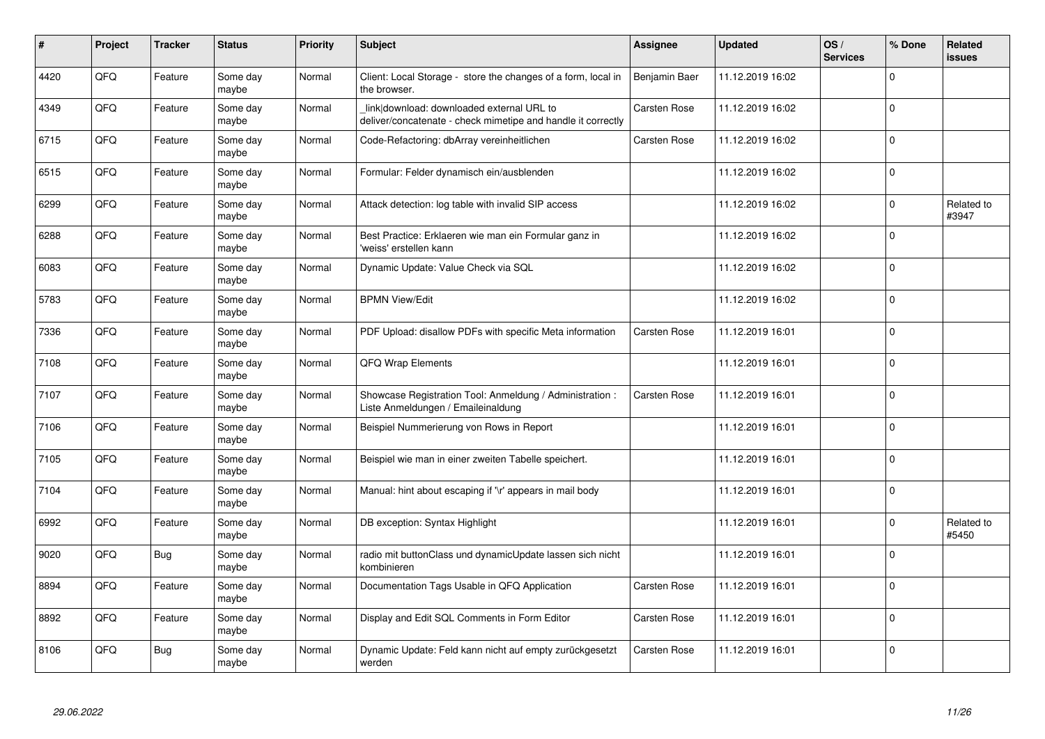| # | Project | Tracker | Status | Priority | Subject | Assignee | Updated | OS / Services | % Done | Related issues |
|---|---|---|---|---|---|---|---|---|---|---|
| 4420 | QFQ | Feature | Some day maybe | Normal | Client: Local Storage - store the changes of a form, local in the browser. | Benjamin Baer | 11.12.2019 16:02 | | 0 | |
| 4349 | QFQ | Feature | Some day maybe | Normal | _link\|download: downloaded external URL to deliver/concatenate - check mimetipe and handle it correctly | Carsten Rose | 11.12.2019 16:02 | | 0 | |
| 6715 | QFQ | Feature | Some day maybe | Normal | Code-Refactoring: dbArray vereinheitlichen | Carsten Rose | 11.12.2019 16:02 | | 0 | |
| 6515 | QFQ | Feature | Some day maybe | Normal | Formular: Felder dynamisch ein/ausblenden | | 11.12.2019 16:02 | | 0 | |
| 6299 | QFQ | Feature | Some day maybe | Normal | Attack detection: log table with invalid SIP access | | 11.12.2019 16:02 | | 0 | Related to #3947 |
| 6288 | QFQ | Feature | Some day maybe | Normal | Best Practice: Erklaeren wie man ein Formular ganz in 'weiss' erstellen kann | | 11.12.2019 16:02 | | 0 | |
| 6083 | QFQ | Feature | Some day maybe | Normal | Dynamic Update: Value Check via SQL | | 11.12.2019 16:02 | | 0 | |
| 5783 | QFQ | Feature | Some day maybe | Normal | BPMN View/Edit | | 11.12.2019 16:02 | | 0 | |
| 7336 | QFQ | Feature | Some day maybe | Normal | PDF Upload: disallow PDFs with specific Meta information | Carsten Rose | 11.12.2019 16:01 | | 0 | |
| 7108 | QFQ | Feature | Some day maybe | Normal | QFQ Wrap Elements | | 11.12.2019 16:01 | | 0 | |
| 7107 | QFQ | Feature | Some day maybe | Normal | Showcase Registration Tool: Anmeldung / Administration : Liste Anmeldungen / Emaileinaldung | Carsten Rose | 11.12.2019 16:01 | | 0 | |
| 7106 | QFQ | Feature | Some day maybe | Normal | Beispiel Nummerierung von Rows in Report | | 11.12.2019 16:01 | | 0 | |
| 7105 | QFQ | Feature | Some day maybe | Normal | Beispiel wie man in einer zweiten Tabelle speichert. | | 11.12.2019 16:01 | | 0 | |
| 7104 | QFQ | Feature | Some day maybe | Normal | Manual: hint about escaping if '\r' appears in mail body | | 11.12.2019 16:01 | | 0 | |
| 6992 | QFQ | Feature | Some day maybe | Normal | DB exception: Syntax Highlight | | 11.12.2019 16:01 | | 0 | Related to #5450 |
| 9020 | QFQ | Bug | Some day maybe | Normal | radio mit buttonClass und dynamicUpdate lassen sich nicht kombinieren | | 11.12.2019 16:01 | | 0 | |
| 8894 | QFQ | Feature | Some day maybe | Normal | Documentation Tags Usable in QFQ Application | Carsten Rose | 11.12.2019 16:01 | | 0 | |
| 8892 | QFQ | Feature | Some day maybe | Normal | Display and Edit SQL Comments in Form Editor | Carsten Rose | 11.12.2019 16:01 | | 0 | |
| 8106 | QFQ | Bug | Some day maybe | Normal | Dynamic Update: Feld kann nicht auf empty zurückgesetzt werden | Carsten Rose | 11.12.2019 16:01 | | 0 | |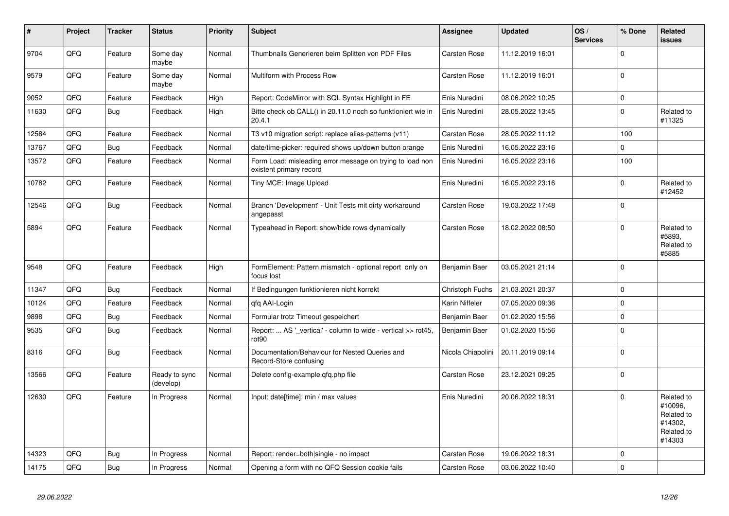| # | Project | Tracker | Status | Priority | Subject | Assignee | Updated | OS / Services | % Done | Related issues |
|---|---|---|---|---|---|---|---|---|---|---|
| 9704 | QFQ | Feature | Some day maybe | Normal | Thumbnails Generieren beim Splitten von PDF Files | Carsten Rose | 11.12.2019 16:01 | | 0 | |
| 9579 | QFQ | Feature | Some day maybe | Normal | Multiform with Process Row | Carsten Rose | 11.12.2019 16:01 | | 0 | |
| 9052 | QFQ | Feature | Feedback | High | Report: CodeMirror with SQL Syntax Highlight in FE | Enis Nuredini | 08.06.2022 10:25 | | 0 | |
| 11630 | QFQ | Bug | Feedback | High | Bitte check ob CALL() in 20.11.0 noch so funktioniert wie in 20.4.1 | Enis Nuredini | 28.05.2022 13:45 | | 0 | Related to #11325 |
| 12584 | QFQ | Feature | Feedback | Normal | T3 v10 migration script: replace alias-patterns (v11) | Carsten Rose | 28.05.2022 11:12 | | 100 | |
| 13767 | QFQ | Bug | Feedback | Normal | date/time-picker: required shows up/down button orange | Enis Nuredini | 16.05.2022 23:16 | | 0 | |
| 13572 | QFQ | Feature | Feedback | Normal | Form Load: misleading error message on trying to load non existent primary record | Enis Nuredini | 16.05.2022 23:16 | | 100 | |
| 10782 | QFQ | Feature | Feedback | Normal | Tiny MCE: Image Upload | Enis Nuredini | 16.05.2022 23:16 | | 0 | Related to #12452 |
| 12546 | QFQ | Bug | Feedback | Normal | Branch 'Development' - Unit Tests mit dirty workaround angepasst | Carsten Rose | 19.03.2022 17:48 | | 0 | |
| 5894 | QFQ | Feature | Feedback | Normal | Typeahead in Report: show/hide rows dynamically | Carsten Rose | 18.02.2022 08:50 | | 0 | Related to #5893, Related to #5885 |
| 9548 | QFQ | Feature | Feedback | High | FormElement: Pattern mismatch - optional report only on focus lost | Benjamin Baer | 03.05.2021 21:14 | | 0 | |
| 11347 | QFQ | Bug | Feedback | Normal | If Bedingungen funktionieren nicht korrekt | Christoph Fuchs | 21.03.2021 20:37 | | 0 | |
| 10124 | QFQ | Feature | Feedback | Normal | qfq AAI-Login | Karin Niffeler | 07.05.2020 09:36 | | 0 | |
| 9898 | QFQ | Bug | Feedback | Normal | Formular trotz Timeout gespeichert | Benjamin Baer | 01.02.2020 15:56 | | 0 | |
| 9535 | QFQ | Bug | Feedback | Normal | Report: ... AS '_vertical' - column to wide - vertical >> rot45, rot90 | Benjamin Baer | 01.02.2020 15:56 | | 0 | |
| 8316 | QFQ | Bug | Feedback | Normal | Documentation/Behaviour for Nested Queries and Record-Store confusing | Nicola Chiapolini | 20.11.2019 09:14 | | 0 | |
| 13566 | QFQ | Feature | Ready to sync (develop) | Normal | Delete config-example.qfq.php file | Carsten Rose | 23.12.2021 09:25 | | 0 | |
| 12630 | QFQ | Feature | In Progress | Normal | Input: date[time]: min / max values | Enis Nuredini | 20.06.2022 18:31 | | 0 | Related to #10096, Related to #14302, Related to #14303 |
| 14323 | QFQ | Bug | In Progress | Normal | Report: render=both\|single - no impact | Carsten Rose | 19.06.2022 18:31 | | 0 | |
| 14175 | QFQ | Bug | In Progress | Normal | Opening a form with no QFQ Session cookie fails | Carsten Rose | 03.06.2022 10:40 | | 0 | |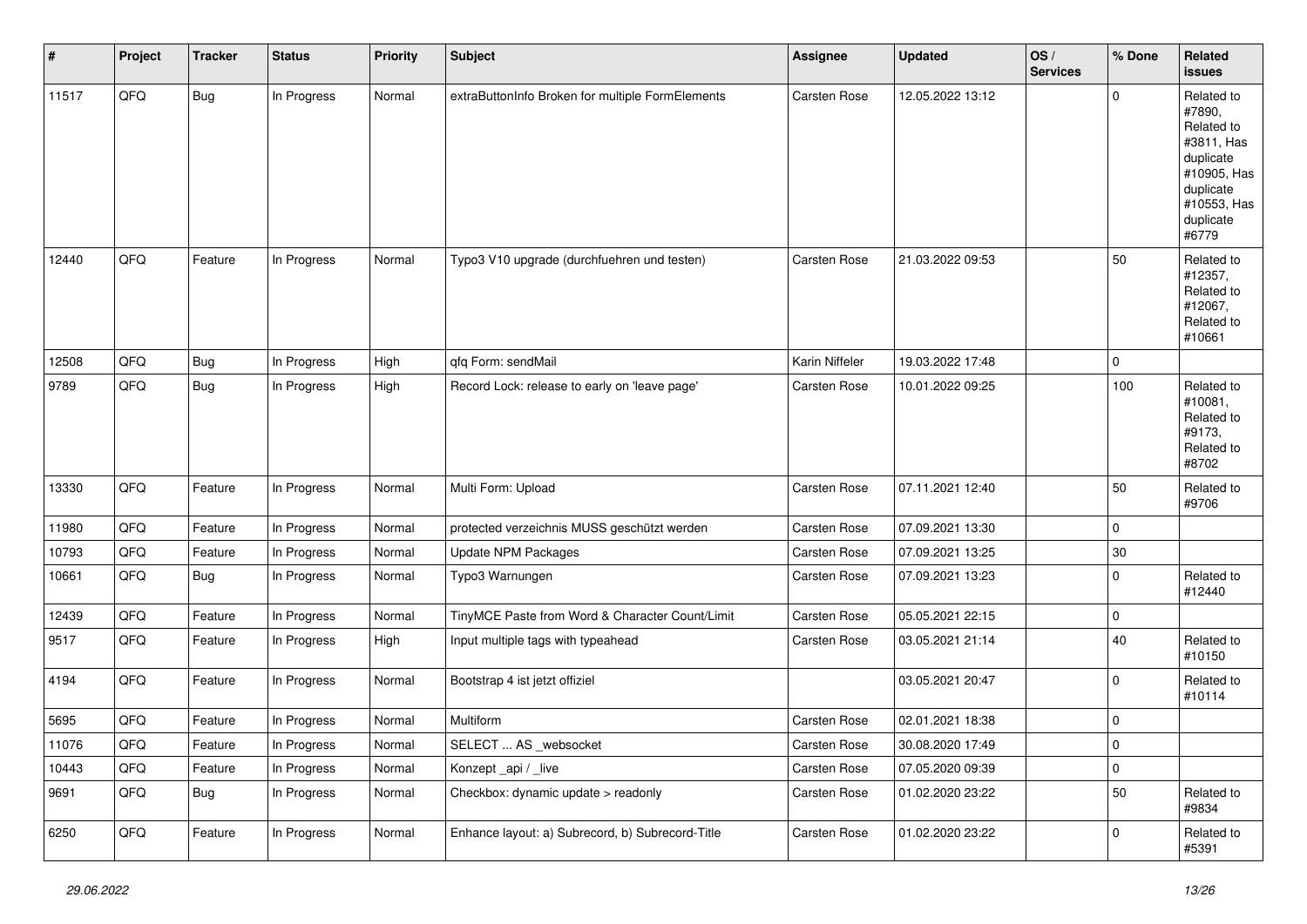| # | Project | Tracker | Status | Priority | Subject | Assignee | Updated | OS / Services | % Done | Related issues |
|---|---|---|---|---|---|---|---|---|---|---|
| 11517 | QFQ | Bug | In Progress | Normal | extraButtonInfo Broken for multiple FormElements | Carsten Rose | 12.05.2022 13:12 | | 0 | Related to #7890, Related to #3811, Has duplicate #10905, Has duplicate #10553, Has duplicate #6779 |
| 12440 | QFQ | Feature | In Progress | Normal | Typo3 V10 upgrade (durchfuehren und testen) | Carsten Rose | 21.03.2022 09:53 | | 50 | Related to #12357, Related to #12067, Related to #10661 |
| 12508 | QFQ | Bug | In Progress | High | qfq Form: sendMail | Karin Niffeler | 19.03.2022 17:48 | | 0 | |
| 9789 | QFQ | Bug | In Progress | High | Record Lock: release to early on 'leave page' | Carsten Rose | 10.01.2022 09:25 | | 100 | Related to #10081, Related to #9173, Related to #8702 |
| 13330 | QFQ | Feature | In Progress | Normal | Multi Form: Upload | Carsten Rose | 07.11.2021 12:40 | | 50 | Related to #9706 |
| 11980 | QFQ | Feature | In Progress | Normal | protected verzeichnis MUSS geschützt werden | Carsten Rose | 07.09.2021 13:30 | | 0 | |
| 10793 | QFQ | Feature | In Progress | Normal | Update NPM Packages | Carsten Rose | 07.09.2021 13:25 | | 30 | |
| 10661 | QFQ | Bug | In Progress | Normal | Typo3 Warnungen | Carsten Rose | 07.09.2021 13:23 | | 0 | Related to #12440 |
| 12439 | QFQ | Feature | In Progress | Normal | TinyMCE Paste from Word & Character Count/Limit | Carsten Rose | 05.05.2021 22:15 | | 0 | |
| 9517 | QFQ | Feature | In Progress | High | Input multiple tags with typeahead | Carsten Rose | 03.05.2021 21:14 | | 40 | Related to #10150 |
| 4194 | QFQ | Feature | In Progress | Normal | Bootstrap 4 ist jetzt offiziel | | 03.05.2021 20:47 | | 0 | Related to #10114 |
| 5695 | QFQ | Feature | In Progress | Normal | Multiform | Carsten Rose | 02.01.2021 18:38 | | 0 | |
| 11076 | QFQ | Feature | In Progress | Normal | SELECT ... AS _websocket | Carsten Rose | 30.08.2020 17:49 | | 0 | |
| 10443 | QFQ | Feature | In Progress | Normal | Konzept _api / _live | Carsten Rose | 07.05.2020 09:39 | | 0 | |
| 9691 | QFQ | Bug | In Progress | Normal | Checkbox: dynamic update > readonly | Carsten Rose | 01.02.2020 23:22 | | 50 | Related to #9834 |
| 6250 | QFQ | Feature | In Progress | Normal | Enhance layout: a) Subrecord, b) Subrecord-Title | Carsten Rose | 01.02.2020 23:22 | | 0 | Related to #5391 |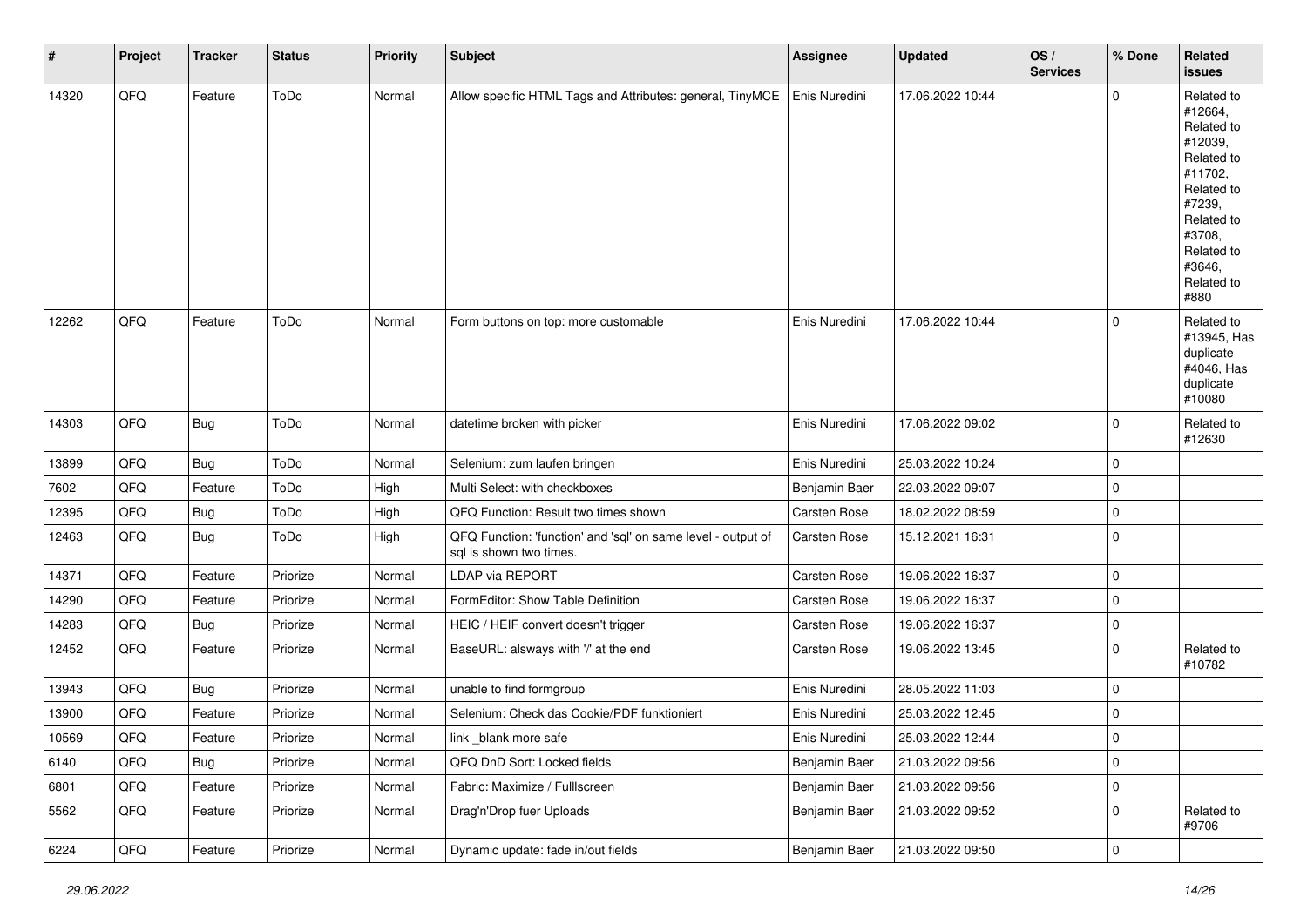| # | Project | Tracker | Status | Priority | Subject | Assignee | Updated | OS / Services | % Done | Related issues |
|---|---|---|---|---|---|---|---|---|---|---|
| 14320 | QFQ | Feature | ToDo | Normal | Allow specific HTML Tags and Attributes: general, TinyMCE | Enis Nuredini | 17.06.2022 10:44 | | 0 | Related to #12664, Related to #12039, Related to #11702, Related to #7239, Related to #3708, Related to #3646, Related to #880 |
| 12262 | QFQ | Feature | ToDo | Normal | Form buttons on top: more customable | Enis Nuredini | 17.06.2022 10:44 | | 0 | Related to #13945, Has duplicate #4046, Has duplicate #10080 |
| 14303 | QFQ | Bug | ToDo | Normal | datetime broken with picker | Enis Nuredini | 17.06.2022 09:02 | | 0 | Related to #12630 |
| 13899 | QFQ | Bug | ToDo | Normal | Selenium: zum laufen bringen | Enis Nuredini | 25.03.2022 10:24 | | 0 | |
| 7602 | QFQ | Feature | ToDo | High | Multi Select: with checkboxes | Benjamin Baer | 22.03.2022 09:07 | | 0 | |
| 12395 | QFQ | Bug | ToDo | High | QFQ Function: Result two times shown | Carsten Rose | 18.02.2022 08:59 | | 0 | |
| 12463 | QFQ | Bug | ToDo | High | QFQ Function: 'function' and 'sql' on same level - output of sql is shown two times. | Carsten Rose | 15.12.2021 16:31 | | 0 | |
| 14371 | QFQ | Feature | Priorize | Normal | LDAP via REPORT | Carsten Rose | 19.06.2022 16:37 | | 0 | |
| 14290 | QFQ | Feature | Priorize | Normal | FormEditor: Show Table Definition | Carsten Rose | 19.06.2022 16:37 | | 0 | |
| 14283 | QFQ | Bug | Priorize | Normal | HEIC / HEIF convert doesn't trigger | Carsten Rose | 19.06.2022 16:37 | | 0 | |
| 12452 | QFQ | Feature | Priorize | Normal | BaseURL: alsways with '/' at the end | Carsten Rose | 19.06.2022 13:45 | | 0 | Related to #10782 |
| 13943 | QFQ | Bug | Priorize | Normal | unable to find formgroup | Enis Nuredini | 28.05.2022 11:03 | | 0 | |
| 13900 | QFQ | Feature | Priorize | Normal | Selenium: Check das Cookie/PDF funktioniert | Enis Nuredini | 25.03.2022 12:45 | | 0 | |
| 10569 | QFQ | Feature | Priorize | Normal | link _blank more safe | Enis Nuredini | 25.03.2022 12:44 | | 0 | |
| 6140 | QFQ | Bug | Priorize | Normal | QFQ DnD Sort: Locked fields | Benjamin Baer | 21.03.2022 09:56 | | 0 | |
| 6801 | QFQ | Feature | Priorize | Normal | Fabric: Maximize / FullIscreen | Benjamin Baer | 21.03.2022 09:56 | | 0 | |
| 5562 | QFQ | Feature | Priorize | Normal | Drag'n'Drop fuer Uploads | Benjamin Baer | 21.03.2022 09:52 | | 0 | Related to #9706 |
| 6224 | QFQ | Feature | Priorize | Normal | Dynamic update: fade in/out fields | Benjamin Baer | 21.03.2022 09:50 | | 0 | |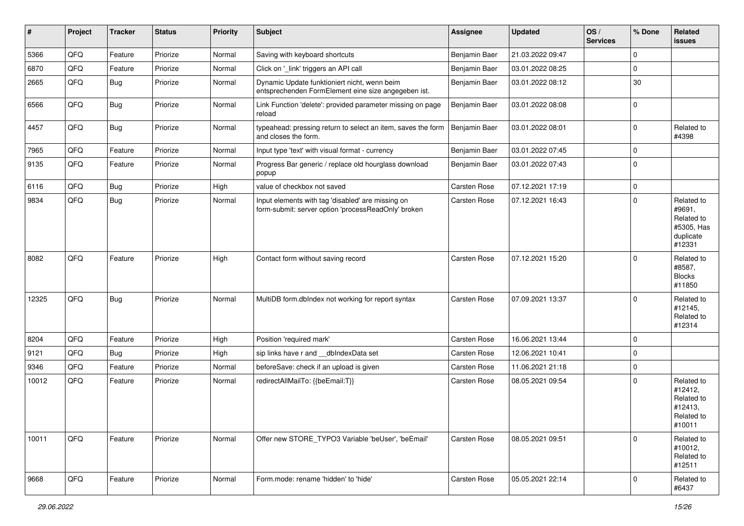| # | Project | Tracker | Status | Priority | Subject | Assignee | Updated | OS / Services | % Done | Related issues |
|---|---|---|---|---|---|---|---|---|---|---|
| 5366 | QFQ | Feature | Priorize | Normal | Saving with keyboard shortcuts | Benjamin Baer | 21.03.2022 09:47 | | 0 | |
| 6870 | QFQ | Feature | Priorize | Normal | Click on '_link' triggers an API call | Benjamin Baer | 03.01.2022 08:25 | | 0 | |
| 2665 | QFQ | Bug | Priorize | Normal | Dynamic Update funktioniert nicht, wenn beim entsprechenden FormElement eine size angegeben ist. | Benjamin Baer | 03.01.2022 08:12 | | 30 | |
| 6566 | QFQ | Bug | Priorize | Normal | Link Function 'delete': provided parameter missing on page reload | Benjamin Baer | 03.01.2022 08:08 | | 0 | |
| 4457 | QFQ | Bug | Priorize | Normal | typeahead: pressing return to select an item, saves the form and closes the form. | Benjamin Baer | 03.01.2022 08:01 | | 0 | Related to #4398 |
| 7965 | QFQ | Feature | Priorize | Normal | Input type 'text' with visual format - currency | Benjamin Baer | 03.01.2022 07:45 | | 0 | |
| 9135 | QFQ | Feature | Priorize | Normal | Progress Bar generic / replace old hourglass download popup | Benjamin Baer | 03.01.2022 07:43 | | 0 | |
| 6116 | QFQ | Bug | Priorize | High | value of checkbox not saved | Carsten Rose | 07.12.2021 17:19 | | 0 | |
| 9834 | QFQ | Bug | Priorize | Normal | Input elements with tag 'disabled' are missing on form-submit: server option 'processReadOnly' broken | Carsten Rose | 07.12.2021 16:43 | | 0 | Related to #9691, Related to #5305, Has duplicate #12331 |
| 8082 | QFQ | Feature | Priorize | High | Contact form without saving record | Carsten Rose | 07.12.2021 15:20 | | 0 | Related to #8587, Blocks #11850 |
| 12325 | QFQ | Bug | Priorize | Normal | MultiDB form.dbIndex not working for report syntax | Carsten Rose | 07.09.2021 13:37 | | 0 | Related to #12145, Related to #12314 |
| 8204 | QFQ | Feature | Priorize | High | Position 'required mark' | Carsten Rose | 16.06.2021 13:44 | | 0 | |
| 9121 | QFQ | Bug | Priorize | High | sip links have r and __dbIndexData set | Carsten Rose | 12.06.2021 10:41 | | 0 | |
| 9346 | QFQ | Feature | Priorize | Normal | beforeSave: check if an upload is given | Carsten Rose | 11.06.2021 21:18 | | 0 | |
| 10012 | QFQ | Feature | Priorize | Normal | redirectAllMailTo: {{beEmail:T}} | Carsten Rose | 08.05.2021 09:54 | | 0 | Related to #12412, Related to #12413, Related to #10011 |
| 10011 | QFQ | Feature | Priorize | Normal | Offer new STORE_TYPO3 Variable 'beUser', 'beEmail' | Carsten Rose | 08.05.2021 09:51 | | 0 | Related to #10012, Related to #12511 |
| 9668 | QFQ | Feature | Priorize | Normal | Form.mode: rename 'hidden' to 'hide' | Carsten Rose | 05.05.2021 22:14 | | 0 | Related to #6437 |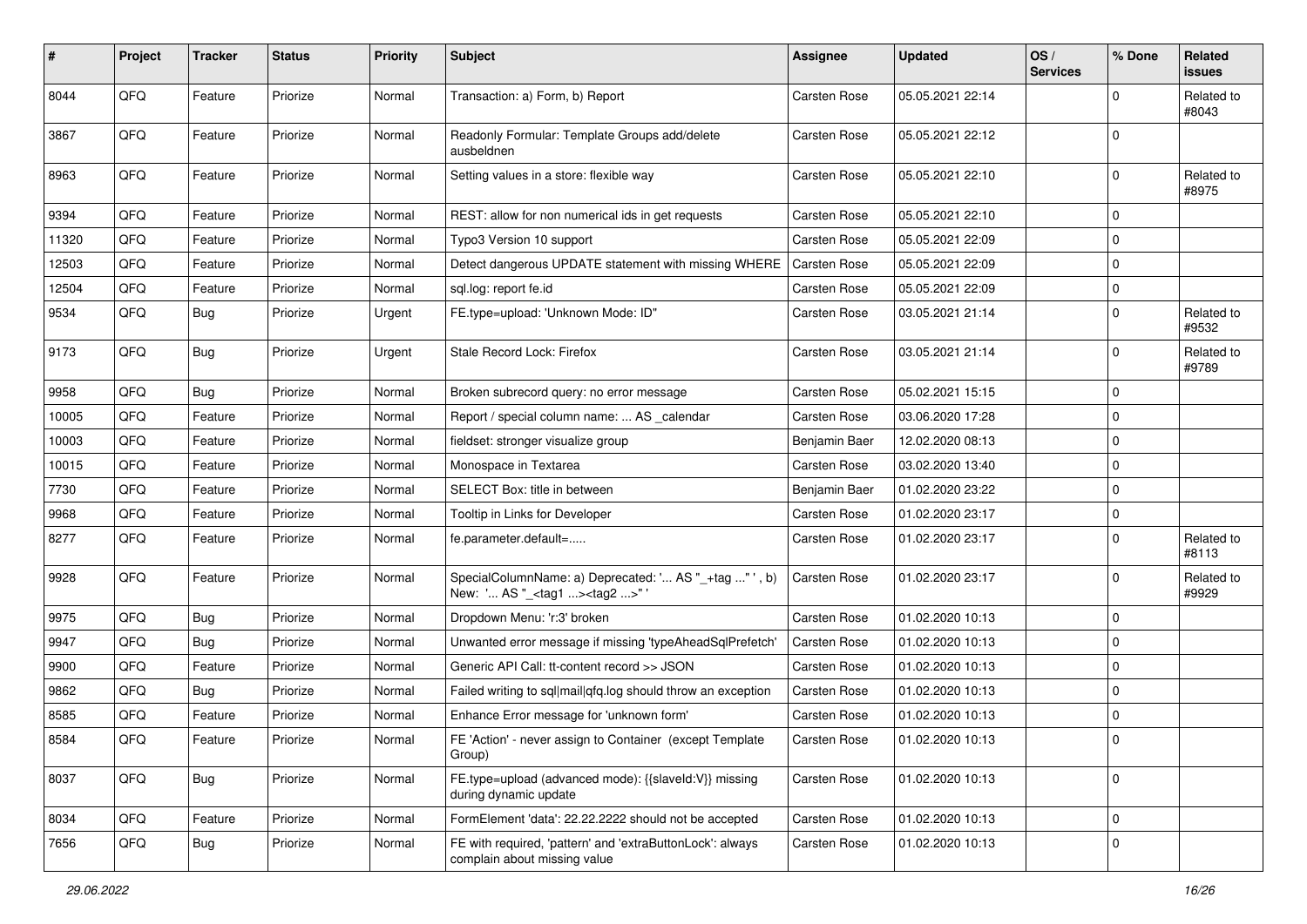| # | Project | Tracker | Status | Priority | Subject | Assignee | Updated | OS / Services | % Done | Related issues |
|---|---|---|---|---|---|---|---|---|---|---|
| 8044 | QFQ | Feature | Priorize | Normal | Transaction: a) Form, b) Report | Carsten Rose | 05.05.2021 22:14 | | 0 | Related to #8043 |
| 3867 | QFQ | Feature | Priorize | Normal | Readonly Formular: Template Groups add/delete ausbeldnen | Carsten Rose | 05.05.2021 22:12 | | 0 | |
| 8963 | QFQ | Feature | Priorize | Normal | Setting values in a store: flexible way | Carsten Rose | 05.05.2021 22:10 | | 0 | Related to #8975 |
| 9394 | QFQ | Feature | Priorize | Normal | REST: allow for non numerical ids in get requests | Carsten Rose | 05.05.2021 22:10 | | 0 | |
| 11320 | QFQ | Feature | Priorize | Normal | Typo3 Version 10 support | Carsten Rose | 05.05.2021 22:09 | | 0 | |
| 12503 | QFQ | Feature | Priorize | Normal | Detect dangerous UPDATE statement with missing WHERE | Carsten Rose | 05.05.2021 22:09 | | 0 | |
| 12504 | QFQ | Feature | Priorize | Normal | sql.log: report fe.id | Carsten Rose | 05.05.2021 22:09 | | 0 | |
| 9534 | QFQ | Bug | Priorize | Urgent | FE.type=upload: 'Unknown Mode: ID" | Carsten Rose | 03.05.2021 21:14 | | 0 | Related to #9532 |
| 9173 | QFQ | Bug | Priorize | Urgent | Stale Record Lock: Firefox | Carsten Rose | 03.05.2021 21:14 | | 0 | Related to #9789 |
| 9958 | QFQ | Bug | Priorize | Normal | Broken subrecord query: no error message | Carsten Rose | 05.02.2021 15:15 | | 0 | |
| 10005 | QFQ | Feature | Priorize | Normal | Report / special column name: ... AS _calendar | Carsten Rose | 03.06.2020 17:28 | | 0 | |
| 10003 | QFQ | Feature | Priorize | Normal | fieldset: stronger visualize group | Benjamin Baer | 12.02.2020 08:13 | | 0 | |
| 10015 | QFQ | Feature | Priorize | Normal | Monospace in Textarea | Carsten Rose | 03.02.2020 13:40 | | 0 | |
| 7730 | QFQ | Feature | Priorize | Normal | SELECT Box: title in between | Benjamin Baer | 01.02.2020 23:22 | | 0 | |
| 9968 | QFQ | Feature | Priorize | Normal | Tooltip in Links for Developer | Carsten Rose | 01.02.2020 23:17 | | 0 | |
| 8277 | QFQ | Feature | Priorize | Normal | fe.parameter.default=..... | Carsten Rose | 01.02.2020 23:17 | | 0 | Related to #8113 |
| 9928 | QFQ | Feature | Priorize | Normal | SpecialColumnName: a) Deprecated: '... AS "_+tag ..." ', b) New: '... AS "_<tag1 ...><tag2 ...>" ' | Carsten Rose | 01.02.2020 23:17 | | 0 | Related to #9929 |
| 9975 | QFQ | Bug | Priorize | Normal | Dropdown Menu: 'r:3' broken | Carsten Rose | 01.02.2020 10:13 | | 0 | |
| 9947 | QFQ | Bug | Priorize | Normal | Unwanted error message if missing 'typeAheadSqlPrefetch' | Carsten Rose | 01.02.2020 10:13 | | 0 | |
| 9900 | QFQ | Feature | Priorize | Normal | Generic API Call: tt-content record >> JSON | Carsten Rose | 01.02.2020 10:13 | | 0 | |
| 9862 | QFQ | Bug | Priorize | Normal | Failed writing to sql\|mail\|qfq.log should throw an exception | Carsten Rose | 01.02.2020 10:13 | | 0 | |
| 8585 | QFQ | Feature | Priorize | Normal | Enhance Error message for 'unknown form' | Carsten Rose | 01.02.2020 10:13 | | 0 | |
| 8584 | QFQ | Feature | Priorize | Normal | FE 'Action' - never assign to Container (except Template Group) | Carsten Rose | 01.02.2020 10:13 | | 0 | |
| 8037 | QFQ | Bug | Priorize | Normal | FE.type=upload (advanced mode): {{slaveId:V}} missing during dynamic update | Carsten Rose | 01.02.2020 10:13 | | 0 | |
| 8034 | QFQ | Feature | Priorize | Normal | FormElement 'data': 22.22.2222 should not be accepted | Carsten Rose | 01.02.2020 10:13 | | 0 | |
| 7656 | QFQ | Bug | Priorize | Normal | FE with required, 'pattern' and 'extraButtonLock': always complain about missing value | Carsten Rose | 01.02.2020 10:13 | | 0 | |

*29.06.2022*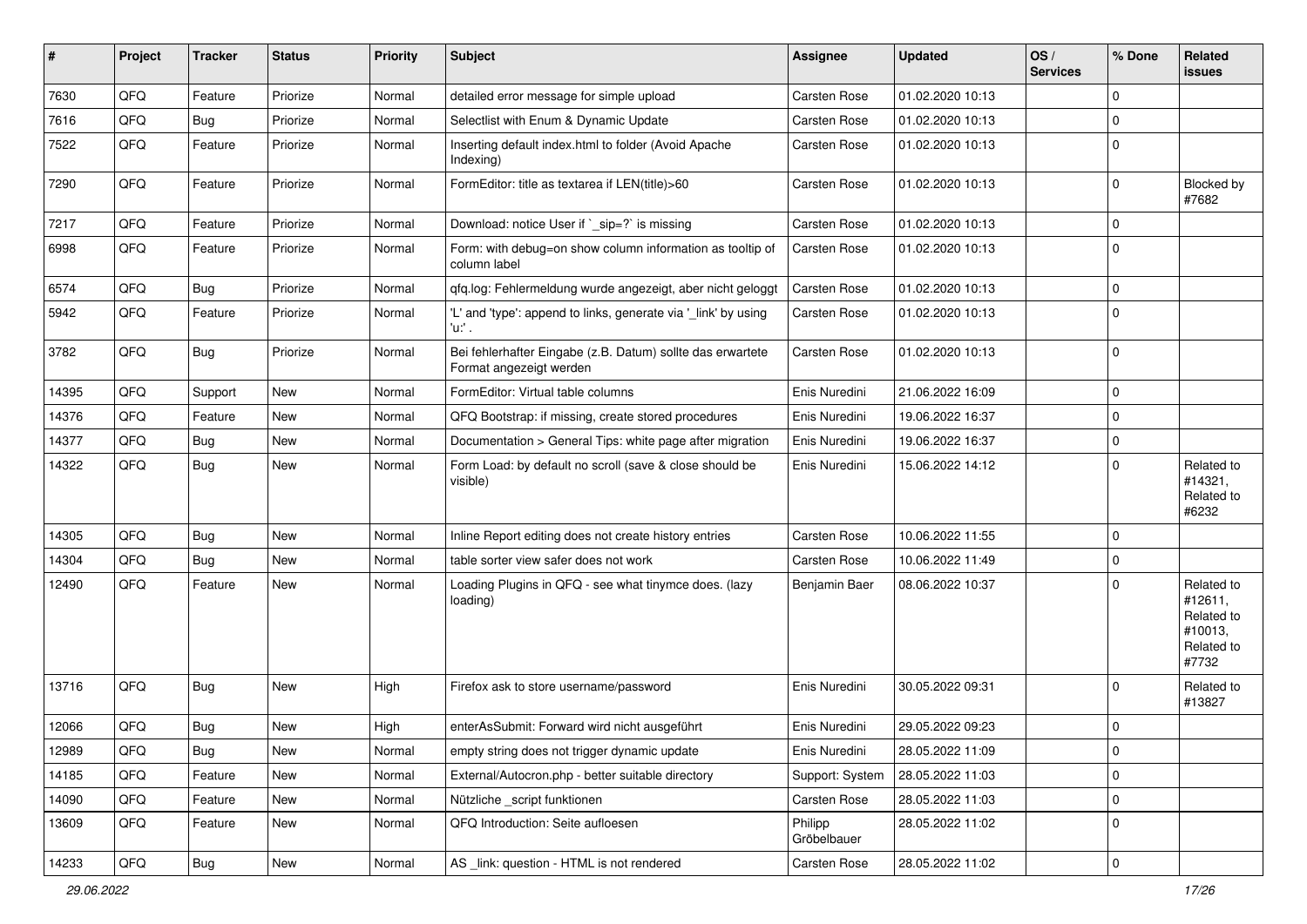| # | Project | Tracker | Status | Priority | Subject | Assignee | Updated | OS / Services | % Done | Related issues |
|---|---|---|---|---|---|---|---|---|---|---|
| 7630 | QFQ | Feature | Priorize | Normal | detailed error message for simple upload | Carsten Rose | 01.02.2020 10:13 | | 0 | |
| 7616 | QFQ | Bug | Priorize | Normal | Selectlist with Enum & Dynamic Update | Carsten Rose | 01.02.2020 10:13 | | 0 | |
| 7522 | QFQ | Feature | Priorize | Normal | Inserting default index.html to folder (Avoid Apache Indexing) | Carsten Rose | 01.02.2020 10:13 | | 0 | |
| 7290 | QFQ | Feature | Priorize | Normal | FormEditor: title as textarea if LEN(title)>60 | Carsten Rose | 01.02.2020 10:13 | | 0 | Blocked by #7682 |
| 7217 | QFQ | Feature | Priorize | Normal | Download: notice User if `_sip=?` is missing | Carsten Rose | 01.02.2020 10:13 | | 0 | |
| 6998 | QFQ | Feature | Priorize | Normal | Form: with debug=on show column information as tooltip of column label | Carsten Rose | 01.02.2020 10:13 | | 0 | |
| 6574 | QFQ | Bug | Priorize | Normal | qfq.log: Fehlermeldung wurde angezeigt, aber nicht geloggt | Carsten Rose | 01.02.2020 10:13 | | 0 | |
| 5942 | QFQ | Feature | Priorize | Normal | 'L' and 'type': append to links, generate via '_link' by using 'u:' . | Carsten Rose | 01.02.2020 10:13 | | 0 | |
| 3782 | QFQ | Bug | Priorize | Normal | Bei fehlerhafter Eingabe (z.B. Datum) sollte das erwartete Format angezeigt werden | Carsten Rose | 01.02.2020 10:13 | | 0 | |
| 14395 | QFQ | Support | New | Normal | FormEditor: Virtual table columns | Enis Nuredini | 21.06.2022 16:09 | | 0 | |
| 14376 | QFQ | Feature | New | Normal | QFQ Bootstrap: if missing, create stored procedures | Enis Nuredini | 19.06.2022 16:37 | | 0 | |
| 14377 | QFQ | Bug | New | Normal | Documentation > General Tips: white page after migration | Enis Nuredini | 19.06.2022 16:37 | | 0 | |
| 14322 | QFQ | Bug | New | Normal | Form Load: by default no scroll (save & close should be visible) | Enis Nuredini | 15.06.2022 14:12 | | 0 | Related to #14321, Related to #6232 |
| 14305 | QFQ | Bug | New | Normal | Inline Report editing does not create history entries | Carsten Rose | 10.06.2022 11:55 | | 0 | |
| 14304 | QFQ | Bug | New | Normal | table sorter view safer does not work | Carsten Rose | 10.06.2022 11:49 | | 0 | |
| 12490 | QFQ | Feature | New | Normal | Loading Plugins in QFQ - see what tinymce does. (lazy loading) | Benjamin Baer | 08.06.2022 10:37 | | 0 | Related to #12611, Related to #10013, Related to #7732 |
| 13716 | QFQ | Bug | New | High | Firefox ask to store username/password | Enis Nuredini | 30.05.2022 09:31 | | 0 | Related to #13827 |
| 12066 | QFQ | Bug | New | High | enterAsSubmit: Forward wird nicht ausgeführt | Enis Nuredini | 29.05.2022 09:23 | | 0 | |
| 12989 | QFQ | Bug | New | Normal | empty string does not trigger dynamic update | Enis Nuredini | 28.05.2022 11:09 | | 0 | |
| 14185 | QFQ | Feature | New | Normal | External/Autocron.php - better suitable directory | Support: System | 28.05.2022 11:03 | | 0 | |
| 14090 | QFQ | Feature | New | Normal | Nützliche _script funktionen | Carsten Rose | 28.05.2022 11:03 | | 0 | |
| 13609 | QFQ | Feature | New | Normal | QFQ Introduction: Seite aufloesen | Philipp Gröbelbauer | 28.05.2022 11:02 | | 0 | |
| 14233 | QFQ | Bug | New | Normal | AS _link: question - HTML is not rendered | Carsten Rose | 28.05.2022 11:02 | | 0 | |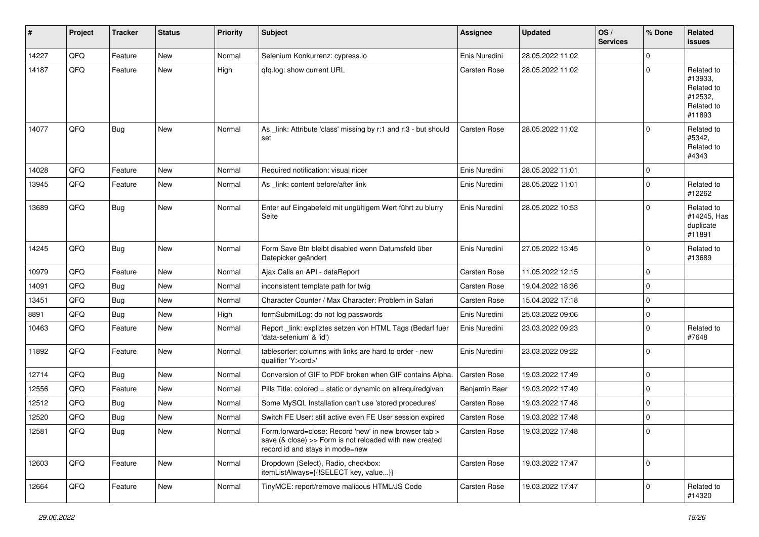| # | Project | Tracker | Status | Priority | Subject | Assignee | Updated | OS / Services | % Done | Related issues |
|---|---|---|---|---|---|---|---|---|---|---|
| 14227 | QFQ | Feature | New | Normal | Selenium Konkurrenz: cypress.io | Enis Nuredini | 28.05.2022 11:02 | | 0 | |
| 14187 | QFQ | Feature | New | High | qfq.log: show current URL | Carsten Rose | 28.05.2022 11:02 | | 0 | Related to #13933, Related to #12532, Related to #11893 |
| 14077 | QFQ | Bug | New | Normal | As _link: Attribute 'class' missing by r:1 and r:3 - but should set | Carsten Rose | 28.05.2022 11:02 | | 0 | Related to #5342, Related to #4343 |
| 14028 | QFQ | Feature | New | Normal | Required notification: visual nicer | Enis Nuredini | 28.05.2022 11:01 | | 0 | |
| 13945 | QFQ | Feature | New | Normal | As _link: content before/after link | Enis Nuredini | 28.05.2022 11:01 | | 0 | Related to #12262 |
| 13689 | QFQ | Bug | New | Normal | Enter auf Eingabefeld mit ungültigem Wert führt zu blurry Seite | Enis Nuredini | 28.05.2022 10:53 | | 0 | Related to #14245, Has duplicate #11891 |
| 14245 | QFQ | Bug | New | Normal | Form Save Btn bleibt disabled wenn Datumsfeld über Datepicker geändert | Enis Nuredini | 27.05.2022 13:45 | | 0 | Related to #13689 |
| 10979 | QFQ | Feature | New | Normal | Ajax Calls an API - dataReport | Carsten Rose | 11.05.2022 12:15 | | 0 | |
| 14091 | QFQ | Bug | New | Normal | inconsistent template path for twig | Carsten Rose | 19.04.2022 18:36 | | 0 | |
| 13451 | QFQ | Bug | New | Normal | Character Counter / Max Character: Problem in Safari | Carsten Rose | 15.04.2022 17:18 | | 0 | |
| 8891 | QFQ | Bug | New | High | formSubmitLog: do not log passwords | Enis Nuredini | 25.03.2022 09:06 | | 0 | |
| 10463 | QFQ | Feature | New | Normal | Report _link: expliztes setzen von HTML Tags (Bedarf fuer 'data-selenium' & 'id') | Enis Nuredini | 23.03.2022 09:23 | | 0 | Related to #7648 |
| 11892 | QFQ | Feature | New | Normal | tablesorter: columns with links are hard to order - new qualifier 'Y:<ord>' | Enis Nuredini | 23.03.2022 09:22 | | 0 | |
| 12714 | QFQ | Bug | New | Normal | Conversion of GIF to PDF broken when GIF contains Alpha. | Carsten Rose | 19.03.2022 17:49 | | 0 | |
| 12556 | QFQ | Feature | New | Normal | Pills Title: colored = static or dynamic on allrequiredgiven | Benjamin Baer | 19.03.2022 17:49 | | 0 | |
| 12512 | QFQ | Bug | New | Normal | Some MySQL Installation can't use 'stored procedures' | Carsten Rose | 19.03.2022 17:48 | | 0 | |
| 12520 | QFQ | Bug | New | Normal | Switch FE User: still active even FE User session expired | Carsten Rose | 19.03.2022 17:48 | | 0 | |
| 12581 | QFQ | Bug | New | Normal | Form.forward=close: Record 'new' in new browser tab > save (& close) >> Form is not reloaded with new created record id and stays in mode=new | Carsten Rose | 19.03.2022 17:48 | | 0 | |
| 12603 | QFQ | Feature | New | Normal | Dropdown (Select), Radio, checkbox: itemListAlways={{!SELECT key, value...}} | Carsten Rose | 19.03.2022 17:47 | | 0 | |
| 12664 | QFQ | Feature | New | Normal | TinyMCE: report/remove malicous HTML/JS Code | Carsten Rose | 19.03.2022 17:47 | | 0 | Related to #14320 |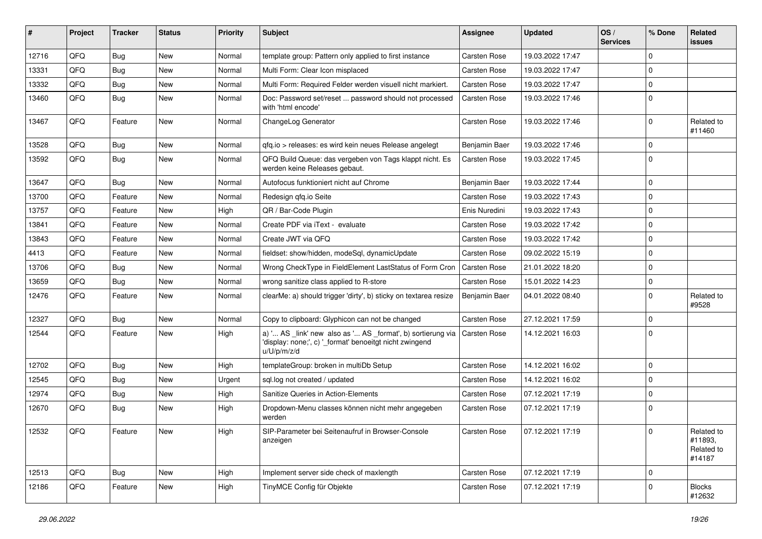| # | Project | Tracker | Status | Priority | Subject | Assignee | Updated | OS / Services | % Done | Related issues |
|---|---|---|---|---|---|---|---|---|---|---|
| 12716 | QFQ | Bug | New | Normal | template group: Pattern only applied to first instance | Carsten Rose | 19.03.2022 17:47 | | 0 | |
| 13331 | QFQ | Bug | New | Normal | Multi Form: Clear Icon misplaced | Carsten Rose | 19.03.2022 17:47 | | 0 | |
| 13332 | QFQ | Bug | New | Normal | Multi Form: Required Felder werden visuell nicht markiert. | Carsten Rose | 19.03.2022 17:47 | | 0 | |
| 13460 | QFQ | Bug | New | Normal | Doc: Password set/reset ... password should not processed with 'html encode' | Carsten Rose | 19.03.2022 17:46 | | 0 | |
| 13467 | QFQ | Feature | New | Normal | ChangeLog Generator | Carsten Rose | 19.03.2022 17:46 | | 0 | Related to #11460 |
| 13528 | QFQ | Bug | New | Normal | qfq.io > releases: es wird kein neues Release angelegt | Benjamin Baer | 19.03.2022 17:46 | | 0 | |
| 13592 | QFQ | Bug | New | Normal | QFQ Build Queue: das vergeben von Tags klappt nicht. Es werden keine Releases gebaut. | Carsten Rose | 19.03.2022 17:45 | | 0 | |
| 13647 | QFQ | Bug | New | Normal | Autofocus funktioniert nicht auf Chrome | Benjamin Baer | 19.03.2022 17:44 | | 0 | |
| 13700 | QFQ | Feature | New | Normal | Redesign qfq.io Seite | Carsten Rose | 19.03.2022 17:43 | | 0 | |
| 13757 | QFQ | Feature | New | High | QR / Bar-Code Plugin | Enis Nuredini | 19.03.2022 17:43 | | 0 | |
| 13841 | QFQ | Feature | New | Normal | Create PDF via iText - evaluate | Carsten Rose | 19.03.2022 17:42 | | 0 | |
| 13843 | QFQ | Feature | New | Normal | Create JWT via QFQ | Carsten Rose | 19.03.2022 17:42 | | 0 | |
| 4413 | QFQ | Feature | New | Normal | fieldset: show/hidden, modeSql, dynamicUpdate | Carsten Rose | 09.02.2022 15:19 | | 0 | |
| 13706 | QFQ | Bug | New | Normal | Wrong CheckType in FieldElement LastStatus of Form Cron | Carsten Rose | 21.01.2022 18:20 | | 0 | |
| 13659 | QFQ | Bug | New | Normal | wrong sanitize class applied to R-store | Carsten Rose | 15.01.2022 14:23 | | 0 | |
| 12476 | QFQ | Feature | New | Normal | clearMe: a) should trigger 'dirty', b) sticky on textarea resize | Benjamin Baer | 04.01.2022 08:40 | | 0 | Related to #9528 |
| 12327 | QFQ | Bug | New | Normal | Copy to clipboard: Glyphicon can not be changed | Carsten Rose | 27.12.2021 17:59 | | 0 | |
| 12544 | QFQ | Feature | New | High | a) '... AS _link' new also as '... AS _format', b) sortierung via 'display: none;', c) '_format' benoeitgt nicht zwingend u/U/p/m/z/d | Carsten Rose | 14.12.2021 16:03 | | 0 | |
| 12702 | QFQ | Bug | New | High | templateGroup: broken in multiDb Setup | Carsten Rose | 14.12.2021 16:02 | | 0 | |
| 12545 | QFQ | Bug | New | Urgent | sql.log not created / updated | Carsten Rose | 14.12.2021 16:02 | | 0 | |
| 12974 | QFQ | Bug | New | High | Sanitize Queries in Action-Elements | Carsten Rose | 07.12.2021 17:19 | | 0 | |
| 12670 | QFQ | Bug | New | High | Dropdown-Menu classes können nicht mehr angegeben werden | Carsten Rose | 07.12.2021 17:19 | | 0 | |
| 12532 | QFQ | Feature | New | High | SIP-Parameter bei Seitenaufruf in Browser-Console anzeigen | Carsten Rose | 07.12.2021 17:19 | | 0 | Related to #11893, Related to #14187 |
| 12513 | QFQ | Bug | New | High | Implement server side check of maxlength | Carsten Rose | 07.12.2021 17:19 | | 0 | |
| 12186 | QFQ | Feature | New | High | TinyMCE Config für Objekte | Carsten Rose | 07.12.2021 17:19 | | 0 | Blocks #12632 |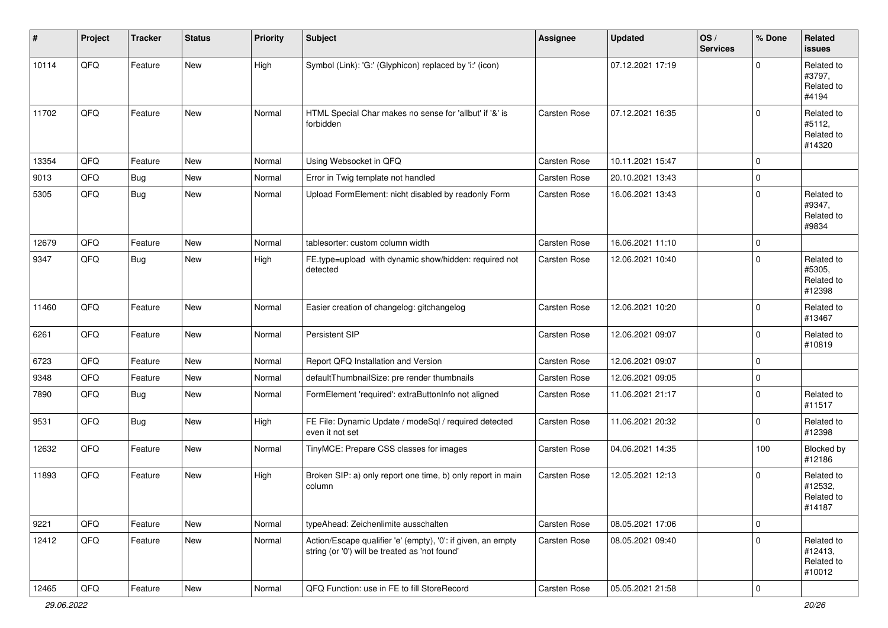| # | Project | Tracker | Status | Priority | Subject | Assignee | Updated | OS / Services | % Done | Related issues |
|---|---|---|---|---|---|---|---|---|---|---|
| 10114 | QFQ | Feature | New | High | Symbol (Link): 'G:' (Glyphicon) replaced by 'i:' (icon) | | 07.12.2021 17:19 | | 0 | Related to #3797, Related to #4194 |
| 11702 | QFQ | Feature | New | Normal | HTML Special Char makes no sense for 'allbut' if '&' is forbidden | Carsten Rose | 07.12.2021 16:35 | | 0 | Related to #5112, Related to #14320 |
| 13354 | QFQ | Feature | New | Normal | Using Websocket in QFQ | Carsten Rose | 10.11.2021 15:47 | | 0 | |
| 9013 | QFQ | Bug | New | Normal | Error in Twig template not handled | Carsten Rose | 20.10.2021 13:43 | | 0 | |
| 5305 | QFQ | Bug | New | Normal | Upload FormElement: nicht disabled by readonly Form | Carsten Rose | 16.06.2021 13:43 | | 0 | Related to #9347, Related to #9834 |
| 12679 | QFQ | Feature | New | Normal | tablesorter: custom column width | Carsten Rose | 16.06.2021 11:10 | | 0 | |
| 9347 | QFQ | Bug | New | High | FE.type=upload with dynamic show/hidden: required not detected | Carsten Rose | 12.06.2021 10:40 | | 0 | Related to #5305, Related to #12398 |
| 11460 | QFQ | Feature | New | Normal | Easier creation of changelog: gitchangelog | Carsten Rose | 12.06.2021 10:20 | | 0 | Related to #13467 |
| 6261 | QFQ | Feature | New | Normal | Persistent SIP | Carsten Rose | 12.06.2021 09:07 | | 0 | Related to #10819 |
| 6723 | QFQ | Feature | New | Normal | Report QFQ Installation and Version | Carsten Rose | 12.06.2021 09:07 | | 0 | |
| 9348 | QFQ | Feature | New | Normal | defaultThumbnailSize: pre render thumbnails | Carsten Rose | 12.06.2021 09:05 | | 0 | |
| 7890 | QFQ | Bug | New | Normal | FormElement 'required': extraButtonInfo not aligned | Carsten Rose | 11.06.2021 21:17 | | 0 | Related to #11517 |
| 9531 | QFQ | Bug | New | High | FE File: Dynamic Update / modeSql / required detected even it not set | Carsten Rose | 11.06.2021 20:32 | | 0 | Related to #12398 |
| 12632 | QFQ | Feature | New | Normal | TinyMCE: Prepare CSS classes for images | Carsten Rose | 04.06.2021 14:35 | | 100 | Blocked by #12186 |
| 11893 | QFQ | Feature | New | High | Broken SIP: a) only report one time, b) only report in main column | Carsten Rose | 12.05.2021 12:13 | | 0 | Related to #12532, Related to #14187 |
| 9221 | QFQ | Feature | New | Normal | typeAhead: Zeichenlimite ausschalten | Carsten Rose | 08.05.2021 17:06 | | 0 | |
| 12412 | QFQ | Feature | New | Normal | Action/Escape qualifier 'e' (empty), '0': if given, an empty string (or '0') will be treated as 'not found' | Carsten Rose | 08.05.2021 09:40 | | 0 | Related to #12413, Related to #10012 |
| 12465 | QFQ | Feature | New | Normal | QFQ Function: use in FE to fill StoreRecord | Carsten Rose | 05.05.2021 21:58 | | 0 | |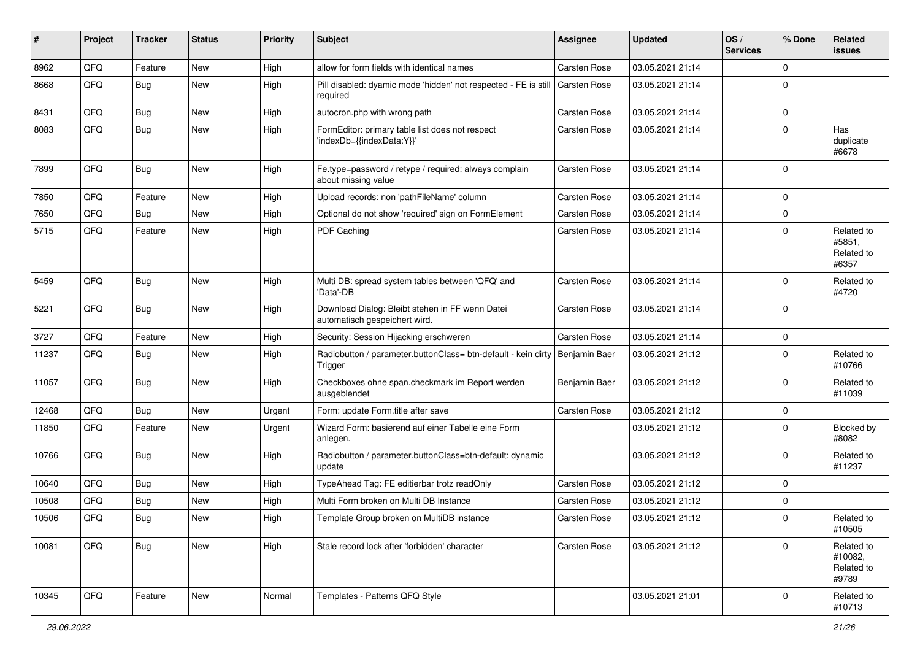| # | Project | Tracker | Status | Priority | Subject | Assignee | Updated | OS / Services | % Done | Related issues |
|---|---|---|---|---|---|---|---|---|---|---|
| 8962 | QFQ | Feature | New | High | allow for form fields with identical names | Carsten Rose | 03.05.2021 21:14 | | 0 | |
| 8668 | QFQ | Bug | New | High | Pill disabled: dyamic mode 'hidden' not respected - FE is still required | Carsten Rose | 03.05.2021 21:14 | | 0 | |
| 8431 | QFQ | Bug | New | High | autocron.php with wrong path | Carsten Rose | 03.05.2021 21:14 | | 0 | |
| 8083 | QFQ | Bug | New | High | FormEditor: primary table list does not respect 'indexDb={{indexData:Y}}' | Carsten Rose | 03.05.2021 21:14 | | 0 | Has duplicate #6678 |
| 7899 | QFQ | Bug | New | High | Fe.type=password / retype / required: always complain about missing value | Carsten Rose | 03.05.2021 21:14 | | 0 | |
| 7850 | QFQ | Feature | New | High | Upload records: non 'pathFileName' column | Carsten Rose | 03.05.2021 21:14 | | 0 | |
| 7650 | QFQ | Bug | New | High | Optional do not show 'required' sign on FormElement | Carsten Rose | 03.05.2021 21:14 | | 0 | |
| 5715 | QFQ | Feature | New | High | PDF Caching | Carsten Rose | 03.05.2021 21:14 | | 0 | Related to #5851, Related to #6357 |
| 5459 | QFQ | Bug | New | High | Multi DB: spread system tables between 'QFQ' and 'Data'-DB | Carsten Rose | 03.05.2021 21:14 | | 0 | Related to #4720 |
| 5221 | QFQ | Bug | New | High | Download Dialog: Bleibt stehen in FF wenn Datei automatisch gespeichert wird. | Carsten Rose | 03.05.2021 21:14 | | 0 | |
| 3727 | QFQ | Feature | New | High | Security: Session Hijacking erschweren | Carsten Rose | 03.05.2021 21:14 | | 0 | |
| 11237 | QFQ | Bug | New | High | Radiobutton / parameter.buttonClass= btn-default - kein dirty Trigger | Benjamin Baer | 03.05.2021 21:12 | | 0 | Related to #10766 |
| 11057 | QFQ | Bug | New | High | Checkboxes ohne span.checkmark im Report werden ausgeblendet | Benjamin Baer | 03.05.2021 21:12 | | 0 | Related to #11039 |
| 12468 | QFQ | Bug | New | Urgent | Form: update Form.title after save | Carsten Rose | 03.05.2021 21:12 | | 0 | |
| 11850 | QFQ | Feature | New | Urgent | Wizard Form: basierend auf einer Tabelle eine Form anlegen. | | 03.05.2021 21:12 | | 0 | Blocked by #8082 |
| 10766 | QFQ | Bug | New | High | Radiobutton / parameter.buttonClass=btn-default: dynamic update | | 03.05.2021 21:12 | | 0 | Related to #11237 |
| 10640 | QFQ | Bug | New | High | TypeAhead Tag: FE editierbar trotz readOnly | Carsten Rose | 03.05.2021 21:12 | | 0 | |
| 10508 | QFQ | Bug | New | High | Multi Form broken on Multi DB Instance | Carsten Rose | 03.05.2021 21:12 | | 0 | |
| 10506 | QFQ | Bug | New | High | Template Group broken on MultiDB instance | Carsten Rose | 03.05.2021 21:12 | | 0 | Related to #10505 |
| 10081 | QFQ | Bug | New | High | Stale record lock after 'forbidden' character | Carsten Rose | 03.05.2021 21:12 | | 0 | Related to #10082, Related to #9789 |
| 10345 | QFQ | Feature | New | Normal | Templates - Patterns QFQ Style | | 03.05.2021 21:01 | | 0 | Related to #10713 |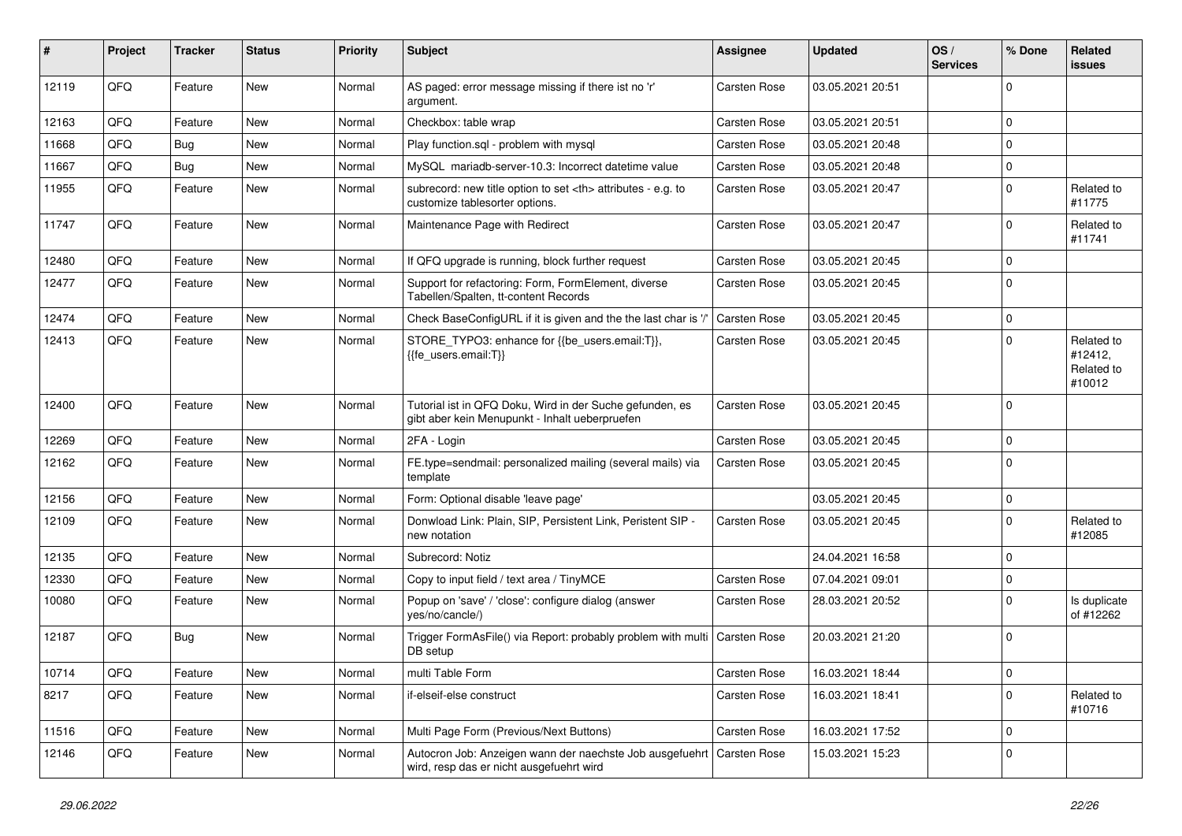| # | Project | Tracker | Status | Priority | Subject | Assignee | Updated | OS / Services | % Done | Related issues |
|---|---|---|---|---|---|---|---|---|---|---|
| 12119 | QFQ | Feature | New | Normal | AS paged: error message missing if there ist no 'r' argument. | Carsten Rose | 03.05.2021 20:51 | | 0 | |
| 12163 | QFQ | Feature | New | Normal | Checkbox: table wrap | Carsten Rose | 03.05.2021 20:51 | | 0 | |
| 11668 | QFQ | Bug | New | Normal | Play function.sql - problem with mysql | Carsten Rose | 03.05.2021 20:48 | | 0 | |
| 11667 | QFQ | Bug | New | Normal | MySQL mariadb-server-10.3: Incorrect datetime value | Carsten Rose | 03.05.2021 20:48 | | 0 | |
| 11955 | QFQ | Feature | New | Normal | subrecord: new title option to set <th> attributes - e.g. to customize tablesorter options. | Carsten Rose | 03.05.2021 20:47 | | 0 | Related to #11775 |
| 11747 | QFQ | Feature | New | Normal | Maintenance Page with Redirect | Carsten Rose | 03.05.2021 20:47 | | 0 | Related to #11741 |
| 12480 | QFQ | Feature | New | Normal | If QFQ upgrade is running, block further request | Carsten Rose | 03.05.2021 20:45 | | 0 | |
| 12477 | QFQ | Feature | New | Normal | Support for refactoring: Form, FormElement, diverse Tabellen/Spalten, tt-content Records | Carsten Rose | 03.05.2021 20:45 | | 0 | |
| 12474 | QFQ | Feature | New | Normal | Check BaseConfigURL if it is given and the the last char is '/' | Carsten Rose | 03.05.2021 20:45 | | 0 | |
| 12413 | QFQ | Feature | New | Normal | STORE_TYPO3: enhance for {{be_users.email:T}}, {{fe_users.email:T}} | Carsten Rose | 03.05.2021 20:45 | | 0 | Related to #12412, Related to #10012 |
| 12400 | QFQ | Feature | New | Normal | Tutorial ist in QFQ Doku, Wird in der Suche gefunden, es gibt aber kein Menupunkt - Inhalt ueberpruefen | Carsten Rose | 03.05.2021 20:45 | | 0 | |
| 12269 | QFQ | Feature | New | Normal | 2FA - Login | Carsten Rose | 03.05.2021 20:45 | | 0 | |
| 12162 | QFQ | Feature | New | Normal | FE.type=sendmail: personalized mailing (several mails) via template | Carsten Rose | 03.05.2021 20:45 | | 0 | |
| 12156 | QFQ | Feature | New | Normal | Form: Optional disable 'leave page' | | 03.05.2021 20:45 | | 0 | |
| 12109 | QFQ | Feature | New | Normal | Donwload Link: Plain, SIP, Persistent Link, Peristent SIP - new notation | Carsten Rose | 03.05.2021 20:45 | | 0 | Related to #12085 |
| 12135 | QFQ | Feature | New | Normal | Subrecord: Notiz | | 24.04.2021 16:58 | | 0 | |
| 12330 | QFQ | Feature | New | Normal | Copy to input field / text area / TinyMCE | Carsten Rose | 07.04.2021 09:01 | | 0 | |
| 10080 | QFQ | Feature | New | Normal | Popup on 'save' / 'close': configure dialog (answer yes/no/cancle/) | Carsten Rose | 28.03.2021 20:52 | | 0 | Is duplicate of #12262 |
| 12187 | QFQ | Bug | New | Normal | Trigger FormAsFile() via Report: probably problem with multi DB setup | Carsten Rose | 20.03.2021 21:20 | | 0 | |
| 10714 | QFQ | Feature | New | Normal | multi Table Form | Carsten Rose | 16.03.2021 18:44 | | 0 | |
| 8217 | QFQ | Feature | New | Normal | if-elseif-else construct | Carsten Rose | 16.03.2021 18:41 | | 0 | Related to #10716 |
| 11516 | QFQ | Feature | New | Normal | Multi Page Form (Previous/Next Buttons) | Carsten Rose | 16.03.2021 17:52 | | 0 | |
| 12146 | QFQ | Feature | New | Normal | Autocron Job: Anzeigen wann der naechste Job ausgefuehrt wird, resp das er nicht ausgefuehrt wird | Carsten Rose | 15.03.2021 15:23 | | 0 | |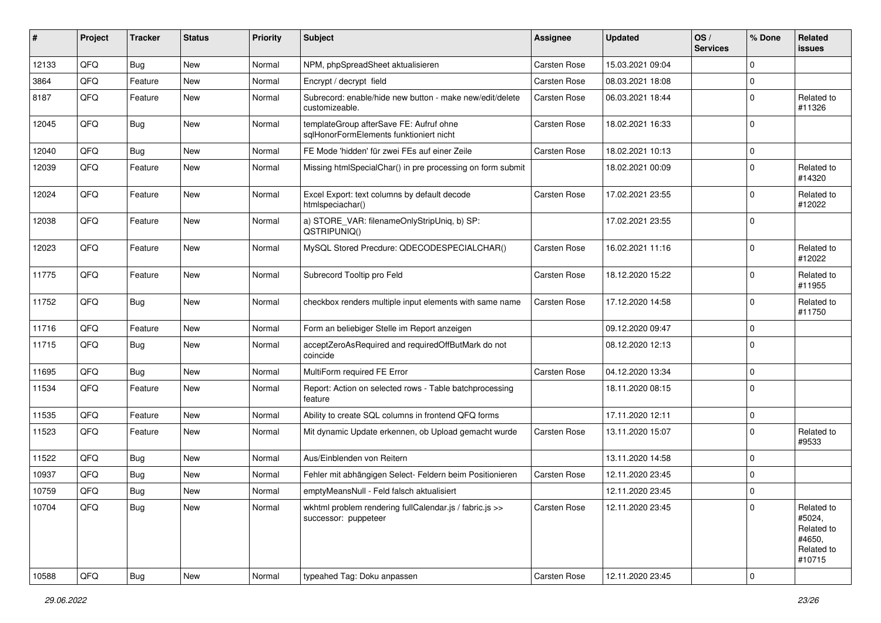| # | Project | Tracker | Status | Priority | Subject | Assignee | Updated | OS / Services | % Done | Related issues |
|---|---|---|---|---|---|---|---|---|---|---|
| 12133 | QFQ | Bug | New | Normal | NPM, phpSpreadSheet aktualisieren | Carsten Rose | 15.03.2021 09:04 | | 0 | |
| 3864 | QFQ | Feature | New | Normal | Encrypt / decrypt field | Carsten Rose | 08.03.2021 18:08 | | 0 | |
| 8187 | QFQ | Feature | New | Normal | Subrecord: enable/hide new button - make new/edit/delete customizeable. | Carsten Rose | 06.03.2021 18:44 | | 0 | Related to #11326 |
| 12045 | QFQ | Bug | New | Normal | templateGroup afterSave FE: Aufruf ohne sqlHonorFormElements funktioniert nicht | Carsten Rose | 18.02.2021 16:33 | | 0 | |
| 12040 | QFQ | Bug | New | Normal | FE Mode 'hidden' für zwei FEs auf einer Zeile | Carsten Rose | 18.02.2021 10:13 | | 0 | |
| 12039 | QFQ | Feature | New | Normal | Missing htmlSpecialChar() in pre processing on form submit | | 18.02.2021 00:09 | | 0 | Related to #14320 |
| 12024 | QFQ | Feature | New | Normal | Excel Export: text columns by default decode htmlspeciachar() | Carsten Rose | 17.02.2021 23:55 | | 0 | Related to #12022 |
| 12038 | QFQ | Feature | New | Normal | a) STORE_VAR: filenameOnlyStripUniq, b) SP: QSTRIPUNIQ() | | 17.02.2021 23:55 | | 0 | |
| 12023 | QFQ | Feature | New | Normal | MySQL Stored Precdure: QDECODESPECIALCHAR() | Carsten Rose | 16.02.2021 11:16 | | 0 | Related to #12022 |
| 11775 | QFQ | Feature | New | Normal | Subrecord Tooltip pro Feld | Carsten Rose | 18.12.2020 15:22 | | 0 | Related to #11955 |
| 11752 | QFQ | Bug | New | Normal | checkbox renders multiple input elements with same name | Carsten Rose | 17.12.2020 14:58 | | 0 | Related to #11750 |
| 11716 | QFQ | Feature | New | Normal | Form an beliebiger Stelle im Report anzeigen | | 09.12.2020 09:47 | | 0 | |
| 11715 | QFQ | Bug | New | Normal | acceptZeroAsRequired and requiredOffButMark do not coincide | | 08.12.2020 12:13 | | 0 | |
| 11695 | QFQ | Bug | New | Normal | MultiForm required FE Error | Carsten Rose | 04.12.2020 13:34 | | 0 | |
| 11534 | QFQ | Feature | New | Normal | Report: Action on selected rows - Table batchprocessing feature | | 18.11.2020 08:15 | | 0 | |
| 11535 | QFQ | Feature | New | Normal | Ability to create SQL columns in frontend QFQ forms | | 17.11.2020 12:11 | | 0 | |
| 11523 | QFQ | Feature | New | Normal | Mit dynamic Update erkennen, ob Upload gemacht wurde | Carsten Rose | 13.11.2020 15:07 | | 0 | Related to #9533 |
| 11522 | QFQ | Bug | New | Normal | Aus/Einblenden von Reitern | | 13.11.2020 14:58 | | 0 | |
| 10937 | QFQ | Bug | New | Normal | Fehler mit abhängigen Select- Feldern beim Positionieren | Carsten Rose | 12.11.2020 23:45 | | 0 | |
| 10759 | QFQ | Bug | New | Normal | emptyMeansNull - Feld falsch aktualisiert | | 12.11.2020 23:45 | | 0 | |
| 10704 | QFQ | Bug | New | Normal | wkhtml problem rendering fullCalendar.js / fabric.js >> successor: puppeteer | Carsten Rose | 12.11.2020 23:45 | | 0 | Related to #5024, Related to #4650, Related to #10715 |
| 10588 | QFQ | Bug | New | Normal | typeahed Tag: Doku anpassen | Carsten Rose | 12.11.2020 23:45 | | 0 | |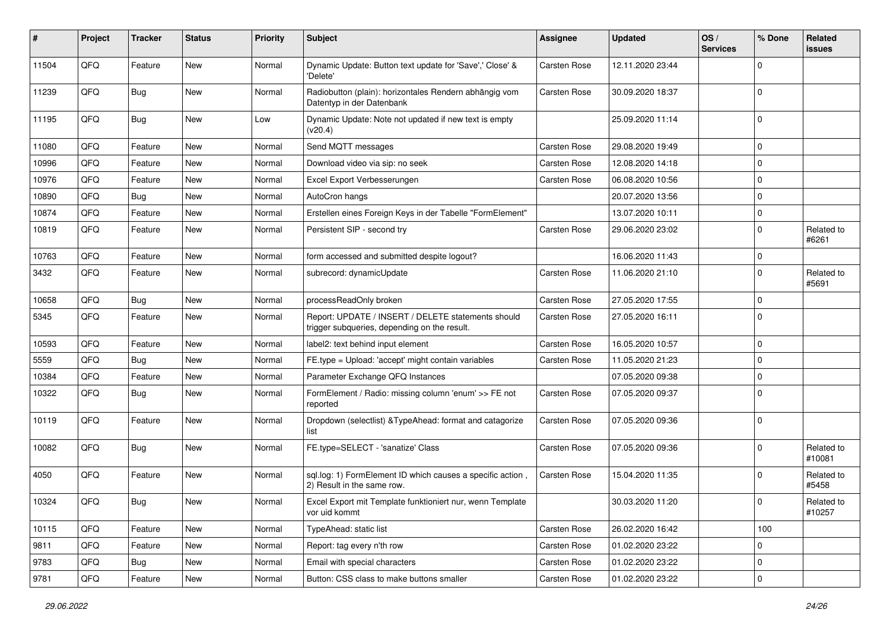| # | Project | Tracker | Status | Priority | Subject | Assignee | Updated | OS / Services | % Done | Related issues |
|---|---|---|---|---|---|---|---|---|---|---|
| 11504 | QFQ | Feature | New | Normal | Dynamic Update: Button text update for 'Save',' Close' & 'Delete' | Carsten Rose | 12.11.2020 23:44 | | 0 | |
| 11239 | QFQ | Bug | New | Normal | Radiobutton (plain): horizontales Rendern abhängig vom Datentyp in der Datenbank | Carsten Rose | 30.09.2020 18:37 | | 0 | |
| 11195 | QFQ | Bug | New | Low | Dynamic Update: Note not updated if new text is empty (v20.4) | | 25.09.2020 11:14 | | 0 | |
| 11080 | QFQ | Feature | New | Normal | Send MQTT messages | Carsten Rose | 29.08.2020 19:49 | | 0 | |
| 10996 | QFQ | Feature | New | Normal | Download video via sip: no seek | Carsten Rose | 12.08.2020 14:18 | | 0 | |
| 10976 | QFQ | Feature | New | Normal | Excel Export Verbesserungen | Carsten Rose | 06.08.2020 10:56 | | 0 | |
| 10890 | QFQ | Bug | New | Normal | AutoCron hangs | | 20.07.2020 13:56 | | 0 | |
| 10874 | QFQ | Feature | New | Normal | Erstellen eines Foreign Keys in der Tabelle "FormElement" | | 13.07.2020 10:11 | | 0 | |
| 10819 | QFQ | Feature | New | Normal | Persistent SIP - second try | Carsten Rose | 29.06.2020 23:02 | | 0 | Related to #6261 |
| 10763 | QFQ | Feature | New | Normal | form accessed and submitted despite logout? | | 16.06.2020 11:43 | | 0 | |
| 3432 | QFQ | Feature | New | Normal | subrecord: dynamicUpdate | Carsten Rose | 11.06.2020 21:10 | | 0 | Related to #5691 |
| 10658 | QFQ | Bug | New | Normal | processReadOnly broken | Carsten Rose | 27.05.2020 17:55 | | 0 | |
| 5345 | QFQ | Feature | New | Normal | Report: UPDATE / INSERT / DELETE statements should trigger subqueries, depending on the result. | Carsten Rose | 27.05.2020 16:11 | | 0 | |
| 10593 | QFQ | Feature | New | Normal | label2: text behind input element | Carsten Rose | 16.05.2020 10:57 | | 0 | |
| 5559 | QFQ | Bug | New | Normal | FE.type = Upload: 'accept' might contain variables | Carsten Rose | 11.05.2020 21:23 | | 0 | |
| 10384 | QFQ | Feature | New | Normal | Parameter Exchange QFQ Instances | | 07.05.2020 09:38 | | 0 | |
| 10322 | QFQ | Bug | New | Normal | FormElement / Radio: missing column 'enum' >> FE not reported | Carsten Rose | 07.05.2020 09:37 | | 0 | |
| 10119 | QFQ | Feature | New | Normal | Dropdown (selectlist) &TypeAhead: format and catagorize list | Carsten Rose | 07.05.2020 09:36 | | 0 | |
| 10082 | QFQ | Bug | New | Normal | FE.type=SELECT - 'sanatize' Class | Carsten Rose | 07.05.2020 09:36 | | 0 | Related to #10081 |
| 4050 | QFQ | Feature | New | Normal | sql.log: 1) FormElement ID which causes a specific action , 2) Result in the same row. | Carsten Rose | 15.04.2020 11:35 | | 0 | Related to #5458 |
| 10324 | QFQ | Bug | New | Normal | Excel Export mit Template funktioniert nur, wenn Template vor uid kommt | | 30.03.2020 11:20 | | 0 | Related to #10257 |
| 10115 | QFQ | Feature | New | Normal | TypeAhead: static list | Carsten Rose | 26.02.2020 16:42 | | 100 | |
| 9811 | QFQ | Feature | New | Normal | Report: tag every n'th row | Carsten Rose | 01.02.2020 23:22 | | 0 | |
| 9783 | QFQ | Bug | New | Normal | Email with special characters | Carsten Rose | 01.02.2020 23:22 | | 0 | |
| 9781 | QFQ | Feature | New | Normal | Button: CSS class to make buttons smaller | Carsten Rose | 01.02.2020 23:22 | | 0 | |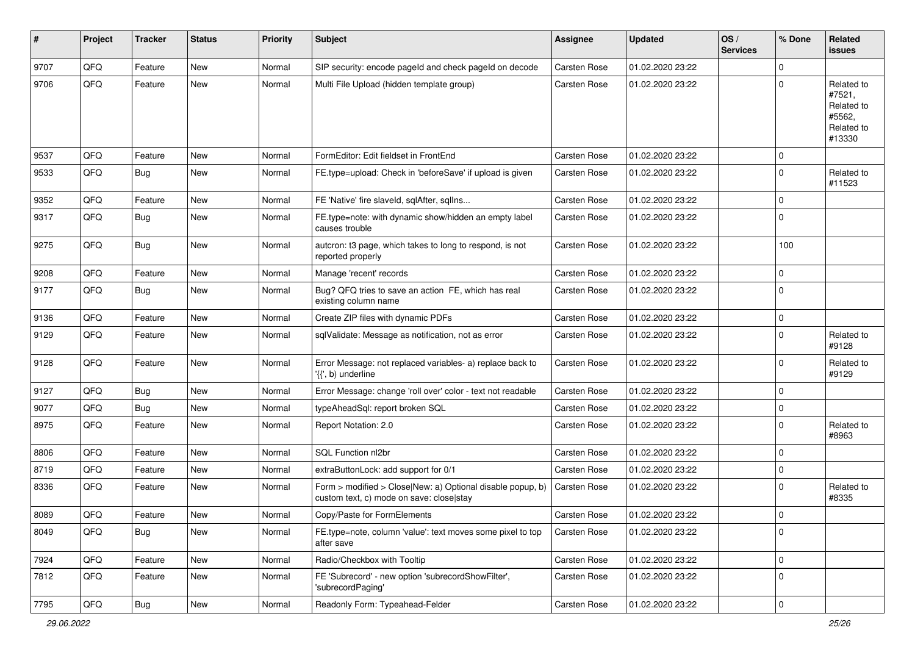| # | Project | Tracker | Status | Priority | Subject | Assignee | Updated | OS / Services | % Done | Related issues |
|---|---|---|---|---|---|---|---|---|---|---|
| 9707 | QFQ | Feature | New | Normal | SIP security: encode pageId and check pageId on decode | Carsten Rose | 01.02.2020 23:22 | | 0 | |
| 9706 | QFQ | Feature | New | Normal | Multi File Upload (hidden template group) | Carsten Rose | 01.02.2020 23:22 | | 0 | Related to #7521, Related to #5562, Related to #13330 |
| 9537 | QFQ | Feature | New | Normal | FormEditor: Edit fieldset in FrontEnd | Carsten Rose | 01.02.2020 23:22 | | 0 | |
| 9533 | QFQ | Bug | New | Normal | FE.type=upload: Check in 'beforeSave' if upload is given | Carsten Rose | 01.02.2020 23:22 | | 0 | Related to #11523 |
| 9352 | QFQ | Feature | New | Normal | FE 'Native' fire slaveId, sqlAfter, sqlIns... | Carsten Rose | 01.02.2020 23:22 | | 0 | |
| 9317 | QFQ | Bug | New | Normal | FE.type=note: with dynamic show/hidden an empty label causes trouble | Carsten Rose | 01.02.2020 23:22 | | 0 | |
| 9275 | QFQ | Bug | New | Normal | autcron: t3 page, which takes to long to respond, is not reported properly | Carsten Rose | 01.02.2020 23:22 | | 100 | |
| 9208 | QFQ | Feature | New | Normal | Manage 'recent' records | Carsten Rose | 01.02.2020 23:22 | | 0 | |
| 9177 | QFQ | Bug | New | Normal | Bug? QFQ tries to save an action FE, which has real existing column name | Carsten Rose | 01.02.2020 23:22 | | 0 | |
| 9136 | QFQ | Feature | New | Normal | Create ZIP files with dynamic PDFs | Carsten Rose | 01.02.2020 23:22 | | 0 | |
| 9129 | QFQ | Feature | New | Normal | sqlValidate: Message as notification, not as error | Carsten Rose | 01.02.2020 23:22 | | 0 | Related to #9128 |
| 9128 | QFQ | Feature | New | Normal | Error Message: not replaced variables- a) replace back to '{{', b) underline | Carsten Rose | 01.02.2020 23:22 | | 0 | Related to #9129 |
| 9127 | QFQ | Bug | New | Normal | Error Message: change 'roll over' color - text not readable | Carsten Rose | 01.02.2020 23:22 | | 0 | |
| 9077 | QFQ | Bug | New | Normal | typeAheadSql: report broken SQL | Carsten Rose | 01.02.2020 23:22 | | 0 | |
| 8975 | QFQ | Feature | New | Normal | Report Notation: 2.0 | Carsten Rose | 01.02.2020 23:22 | | 0 | Related to #8963 |
| 8806 | QFQ | Feature | New | Normal | SQL Function nl2br | Carsten Rose | 01.02.2020 23:22 | | 0 | |
| 8719 | QFQ | Feature | New | Normal | extraButtonLock: add support for 0/1 | Carsten Rose | 01.02.2020 23:22 | | 0 | |
| 8336 | QFQ | Feature | New | Normal | Form > modified > Close\|New: a) Optional disable popup, b) custom text, c) mode on save: close\|stay | Carsten Rose | 01.02.2020 23:22 | | 0 | Related to #8335 |
| 8089 | QFQ | Feature | New | Normal | Copy/Paste for FormElements | Carsten Rose | 01.02.2020 23:22 | | 0 | |
| 8049 | QFQ | Bug | New | Normal | FE.type=note, column 'value': text moves some pixel to top after save | Carsten Rose | 01.02.2020 23:22 | | 0 | |
| 7924 | QFQ | Feature | New | Normal | Radio/Checkbox with Tooltip | Carsten Rose | 01.02.2020 23:22 | | 0 | |
| 7812 | QFQ | Feature | New | Normal | FE 'Subrecord' - new option 'subrecordShowFilter', 'subrecordPaging' | Carsten Rose | 01.02.2020 23:22 | | 0 | |
| 7795 | QFQ | Bug | New | Normal | Readonly Form: Typeahead-Felder | Carsten Rose | 01.02.2020 23:22 | | 0 | |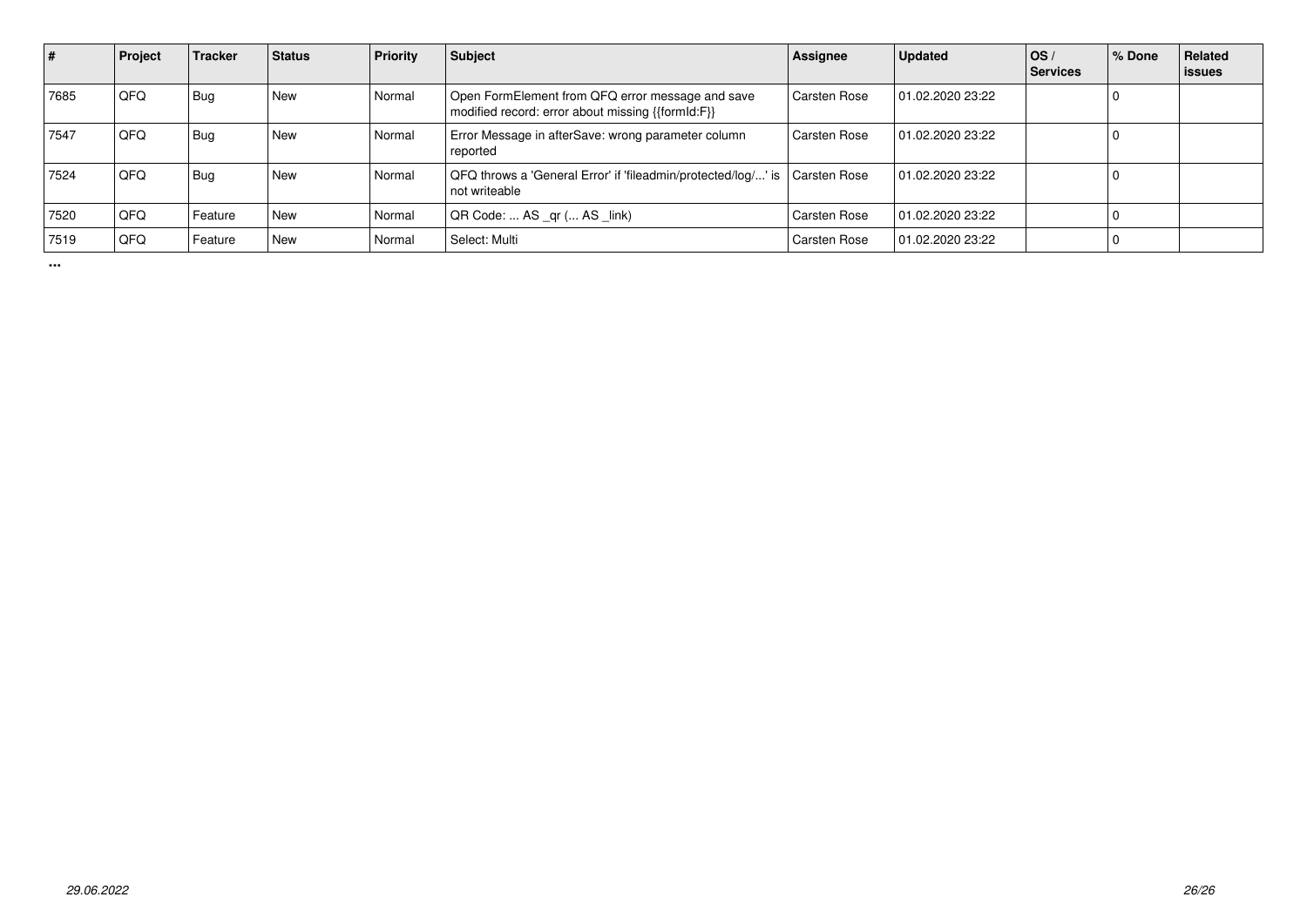| # | Project | Tracker | Status | Priority | Subject | Assignee | Updated | OS / Services | % Done | Related issues |
|---|---|---|---|---|---|---|---|---|---|---|
| 7685 | QFQ | Bug | New | Normal | Open FormElement from QFQ error message and save modified record: error about missing {{formId:F}} | Carsten Rose | 01.02.2020 23:22 | | 0 | |
| 7547 | QFQ | Bug | New | Normal | Error Message in afterSave: wrong parameter column reported | Carsten Rose | 01.02.2020 23:22 | | 0 | |
| 7524 | QFQ | Bug | New | Normal | QFQ throws a 'General Error' if 'fileadmin/protected/log/...' is not writeable | Carsten Rose | 01.02.2020 23:22 | | 0 | |
| 7520 | QFQ | Feature | New | Normal | QR Code: ... AS _qr (... AS _link) | Carsten Rose | 01.02.2020 23:22 | | 0 | |
| 7519 | QFQ | Feature | New | Normal | Select: Multi | Carsten Rose | 01.02.2020 23:22 | | 0 | |

...